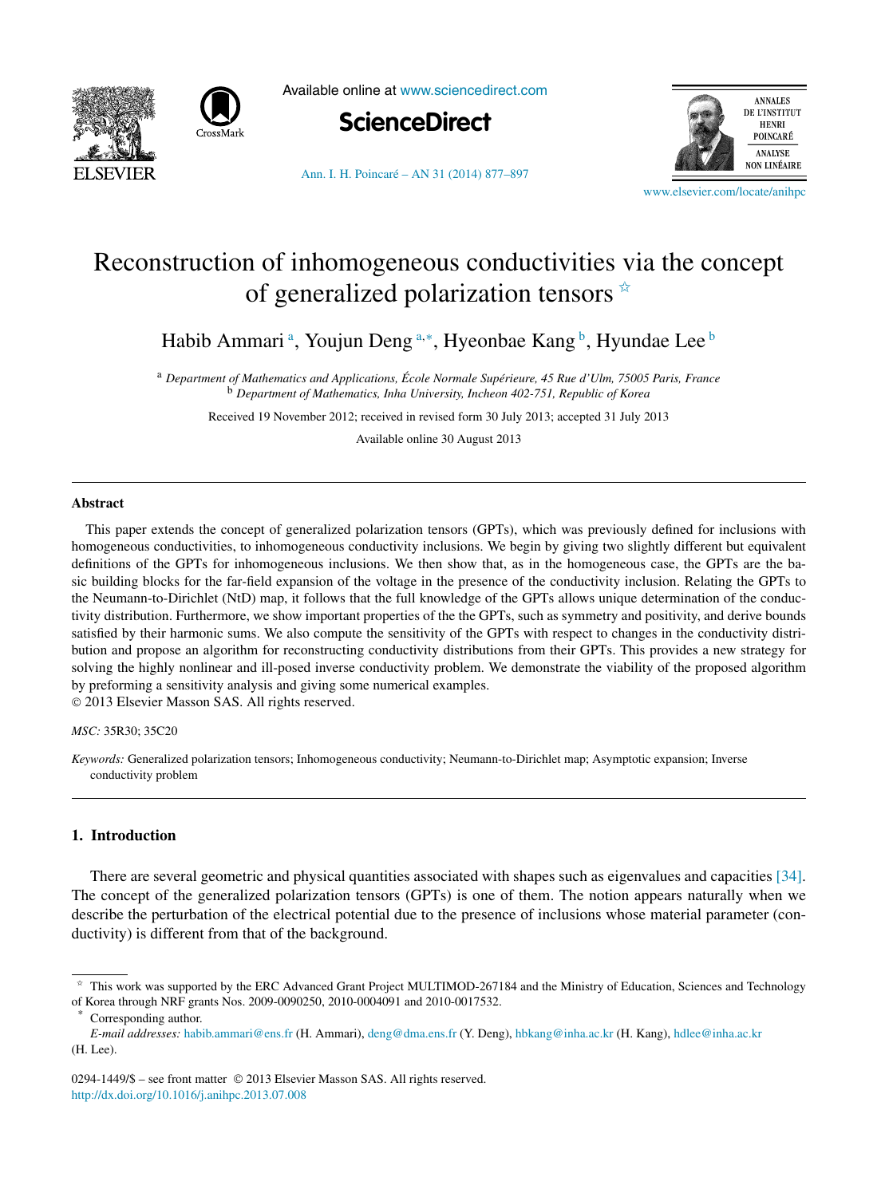# Reconstruction of inhomogeneous conductivities via the concept of generalized polarization tensors ☆

Habib Ammari [a], Youjun Deng [a,*], Hyeonbae Kang [b], Hyundae Lee [b]

[a] *Department of Mathematics and Applications, École Normale Supérieure, 45 Rue d'Ulm, 75005 Paris, France*
[b] *Department of Mathematics, Inha University, Incheon 402-751, Republic of Korea*

Received 19 November 2012; received in revised form 30 July 2013; accepted 31 July 2013

Available online 30 August 2013

## Abstract

This paper extends the concept of generalized polarization tensors (GPTs), which was previously defined for inclusions with homogeneous conductivities, to inhomogeneous conductivity inclusions. We begin by giving two slightly different but equivalent definitions of the GPTs for inhomogeneous inclusions. We then show that, as in the homogeneous case, the GPTs are the basic building blocks for the far-field expansion of the voltage in the presence of the conductivity inclusion. Relating the GPTs to the Neumann-to-Dirichlet (NtD) map, it follows that the full knowledge of the GPTs allows unique determination of the conductivity distribution. Furthermore, we show important properties of the the GPTs, such as symmetry and positivity, and derive bounds satisfied by their harmonic sums. We also compute the sensitivity of the GPTs with respect to changes in the conductivity distribution and propose an algorithm for reconstructing conductivity distributions from their GPTs. This provides a new strategy for solving the highly nonlinear and ill-posed inverse conductivity problem. We demonstrate the viability of the proposed algorithm by preforming a sensitivity analysis and giving some numerical examples.
© 2013 Elsevier Masson SAS. All rights reserved.

*MSC:* 35R30; 35C20

*Keywords:* Generalized polarization tensors; Inhomogeneous conductivity; Neumann-to-Dirichlet map; Asymptotic expansion; Inverse conductivity problem

## 1. Introduction

There are several geometric and physical quantities associated with shapes such as eigenvalues and capacities [34]. The concept of the generalized polarization tensors (GPTs) is one of them. The notion appears naturally when we describe the perturbation of the electrical potential due to the presence of inclusions whose material parameter (conductivity) is different from that of the background.

☆ This work was supported by the ERC Advanced Grant Project MULTIMOD-267184 and the Ministry of Education, Sciences and Technology of Korea through NRF grants Nos. 2009-0090250, 2010-0004091 and 2010-0017532.

\* Corresponding author.
*E-mail addresses:* habib.ammari@ens.fr (H. Ammari), deng@dma.ens.fr (Y. Deng), hbkang@inha.ac.kr (H. Kang), hdlee@inha.ac.kr (H. Lee).

0294-1449/$ – see front matter © 2013 Elsevier Masson SAS. All rights reserved.
http://dx.doi.org/10.1016/j.anihpc.2013.07.008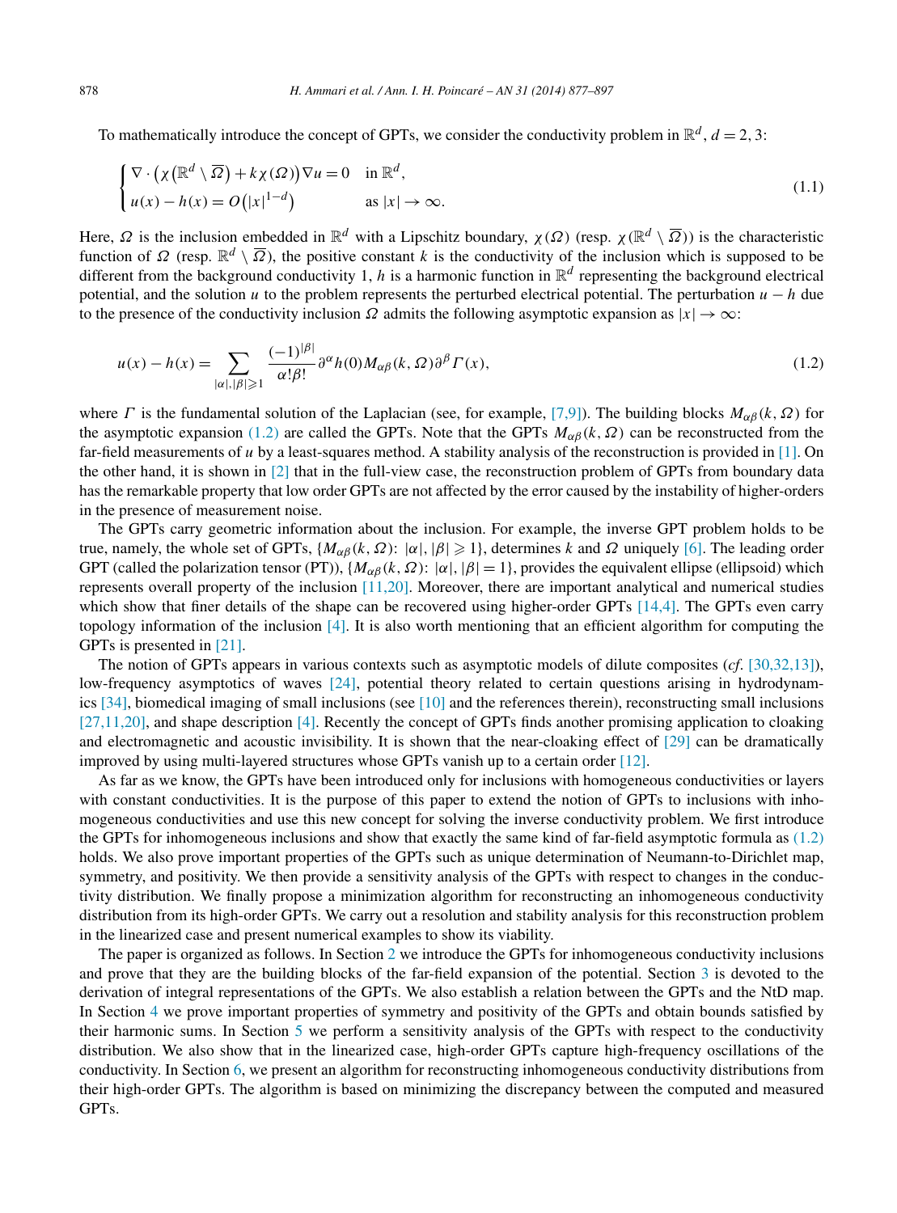To mathematically introduce the concept of GPTs, we consider the conductivity problem in $\mathbb{R}^d$, $d = 2, 3$:

$$
\begin{cases} \nabla \cdot \big(\chi\big(\mathbb{R}^d \setminus \overline{\Omega}\big) + k\chi(\Omega)\big)\nabla u = 0 & \text{in } \mathbb{R}^d, \\ u(x) - h(x) = O\big(|x|^{1-d}\big) & \text{as } |x| \to \infty. \end{cases} \tag{1.1}
$$

Here, $\Omega$ is the inclusion embedded in $\mathbb{R}^d$ with a Lipschitz boundary, $\chi(\Omega)$ (resp. $\chi(\mathbb{R}^d \setminus \overline{\Omega})$) is the characteristic function of $\Omega$ (resp. $\mathbb{R}^d \setminus \overline{\Omega}$), the positive constant $k$ is the conductivity of the inclusion which is supposed to be different from the background conductivity 1, $h$ is a harmonic function in $\mathbb{R}^d$ representing the background electrical potential, and the solution $u$ to the problem represents the perturbed electrical potential. The perturbation $u - h$ due to the presence of the conductivity inclusion $\Omega$ admits the following asymptotic expansion as $|x| \to \infty$:

$$
u(x) - h(x) = \sum_{|\alpha|,|\beta| \geqslant 1} \frac{(-1)^{|\beta|}}{\alpha!\beta!} \partial^\alpha h(0) M_{\alpha\beta}(k, \Omega) \partial^\beta \Gamma(x), \tag{1.2}
$$

where $\Gamma$ is the fundamental solution of the Laplacian (see, for example, [7,9]). The building blocks $M_{\alpha\beta}(k, \Omega)$ for the asymptotic expansion (1.2) are called the GPTs. Note that the GPTs $M_{\alpha\beta}(k, \Omega)$ can be reconstructed from the far-field measurements of $u$ by a least-squares method. A stability analysis of the reconstruction is provided in [1]. On the other hand, it is shown in [2] that in the full-view case, the reconstruction problem of GPTs from boundary data has the remarkable property that low order GPTs are not affected by the error caused by the instability of higher-orders in the presence of measurement noise.

The GPTs carry geometric information about the inclusion. For example, the inverse GPT problem holds to be true, namely, the whole set of GPTs, $\{M_{\alpha\beta}(k, \Omega)\colon |\alpha|, |\beta| \geqslant 1\}$, determines $k$ and $\Omega$ uniquely [6]. The leading order GPT (called the polarization tensor (PT)), $\{M_{\alpha\beta}(k, \Omega)\colon |\alpha|, |\beta| = 1\}$, provides the equivalent ellipse (ellipsoid) which represents overall property of the inclusion [11,20]. Moreover, there are important analytical and numerical studies which show that finer details of the shape can be recovered using higher-order GPTs [14,4]. The GPTs even carry topology information of the inclusion [4]. It is also worth mentioning that an efficient algorithm for computing the GPTs is presented in [21].

The notion of GPTs appears in various contexts such as asymptotic models of dilute composites (*cf.* [30,32,13]), low-frequency asymptotics of waves [24], potential theory related to certain questions arising in hydrodynamics [34], biomedical imaging of small inclusions (see [10] and the references therein), reconstructing small inclusions [27,11,20], and shape description [4]. Recently the concept of GPTs finds another promising application to cloaking and electromagnetic and acoustic invisibility. It is shown that the near-cloaking effect of [29] can be dramatically improved by using multi-layered structures whose GPTs vanish up to a certain order [12].

As far as we know, the GPTs have been introduced only for inclusions with homogeneous conductivities or layers with constant conductivities. It is the purpose of this paper to extend the notion of GPTs to inclusions with inhomogeneous conductivities and use this new concept for solving the inverse conductivity problem. We first introduce the GPTs for inhomogeneous inclusions and show that exactly the same kind of far-field asymptotic formula as (1.2) holds. We also prove important properties of the GPTs such as unique determination of Neumann-to-Dirichlet map, symmetry, and positivity. We then provide a sensitivity analysis of the GPTs with respect to changes in the conductivity distribution. We finally propose a minimization algorithm for reconstructing an inhomogeneous conductivity distribution from its high-order GPTs. We carry out a resolution and stability analysis for this reconstruction problem in the linearized case and present numerical examples to show its viability.

The paper is organized as follows. In Section 2 we introduce the GPTs for inhomogeneous conductivity inclusions and prove that they are the building blocks of the far-field expansion of the potential. Section 3 is devoted to the derivation of integral representations of the GPTs. We also establish a relation between the GPTs and the NtD map. In Section 4 we prove important properties of symmetry and positivity of the GPTs and obtain bounds satisfied by their harmonic sums. In Section 5 we perform a sensitivity analysis of the GPTs with respect to the conductivity distribution. We also show that in the linearized case, high-order GPTs capture high-frequency oscillations of the conductivity. In Section 6, we present an algorithm for reconstructing inhomogeneous conductivity distributions from their high-order GPTs. The algorithm is based on minimizing the discrepancy between the computed and measured GPTs.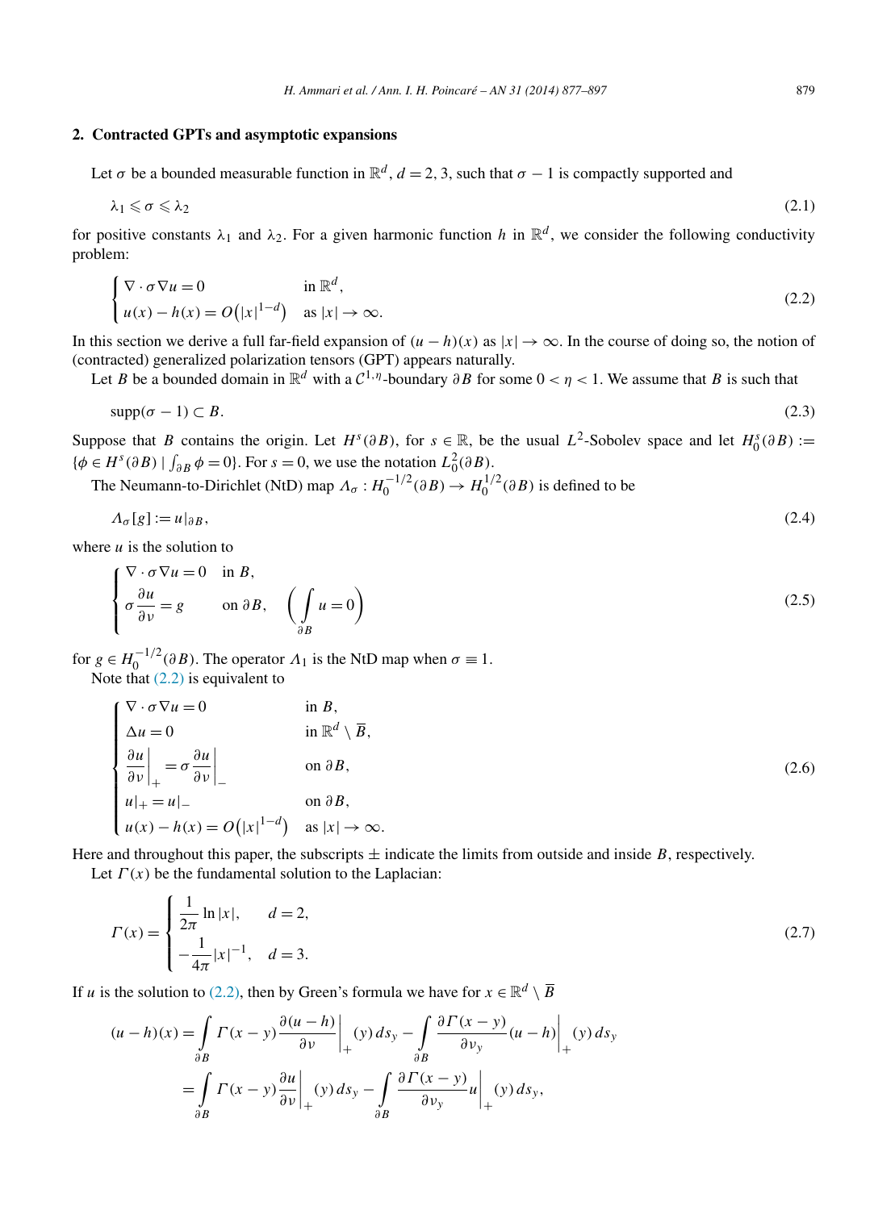## 2. Contracted GPTs and asymptotic expansions

Let $\sigma$ be a bounded measurable function in $\mathbb{R}^d$, $d = 2, 3$, such that $\sigma - 1$ is compactly supported and

$$\lambda_1 \leqslant \sigma \leqslant \lambda_2 \tag{2.1}$$

for positive constants $\lambda_1$ and $\lambda_2$. For a given harmonic function $h$ in $\mathbb{R}^d$, we consider the following conductivity problem:

$$\begin{cases} \nabla \cdot \sigma \nabla u = 0 & \text{in } \mathbb{R}^d, \\ u(x) - h(x) = O\big(|x|^{1-d}\big) & \text{as } |x| \to \infty. \end{cases} \tag{2.2}$$

In this section we derive a full far-field expansion of $(u - h)(x)$ as $|x| \to \infty$. In the course of doing so, the notion of (contracted) generalized polarization tensors (GPT) appears naturally.

Let $B$ be a bounded domain in $\mathbb{R}^d$ with a $\mathcal{C}^{1,\eta}$-boundary $\partial B$ for some $0 < \eta < 1$. We assume that $B$ is such that

$$\operatorname{supp}(\sigma - 1) \subset B. \tag{2.3}$$

Suppose that $B$ contains the origin. Let $H^s(\partial B)$, for $s \in \mathbb{R}$, be the usual $L^2$-Sobolev space and let $H_0^s(\partial B) := \{\phi \in H^s(\partial B) \mid \int_{\partial B} \phi = 0\}$. For $s = 0$, we use the notation $L_0^2(\partial B)$.

The Neumann-to-Dirichlet (NtD) map $\Lambda_\sigma : H_0^{-1/2}(\partial B) \to H_0^{1/2}(\partial B)$ is defined to be

$$\Lambda_\sigma[g] := u|_{\partial B}, \tag{2.4}$$

where $u$ is the solution to

$$\begin{cases} \nabla \cdot \sigma \nabla u = 0 & \text{in } B, \\ \sigma \dfrac{\partial u}{\partial \nu} = g & \text{on } \partial B, \quad \left( \displaystyle\int_{\partial B} u = 0 \right) \end{cases} \tag{2.5}$$

for $g \in H_0^{-1/2}(\partial B)$. The operator $\Lambda_1$ is the NtD map when $\sigma \equiv 1$.

Note that (2.2) is equivalent to

$$\begin{cases} \nabla \cdot \sigma \nabla u = 0 & \text{in } B, \\ \Delta u = 0 & \text{in } \mathbb{R}^d \setminus \overline{B}, \\ \dfrac{\partial u}{\partial \nu}\Big|_+ = \sigma \dfrac{\partial u}{\partial \nu}\Big|_- & \text{on } \partial B, \\ u|_+ = u|_- & \text{on } \partial B, \\ u(x) - h(x) = O\big(|x|^{1-d}\big) & \text{as } |x| \to \infty. \end{cases} \tag{2.6}$$

Here and throughout this paper, the subscripts $\pm$ indicate the limits from outside and inside $B$, respectively.

Let $\Gamma(x)$ be the fundamental solution to the Laplacian:

$$\Gamma(x) = \begin{cases} \dfrac{1}{2\pi} \ln |x|, & d = 2, \\ -\dfrac{1}{4\pi} |x|^{-1}, & d = 3. \end{cases} \tag{2.7}$$

If $u$ is the solution to (2.2), then by Green's formula we have for $x \in \mathbb{R}^d \setminus \overline{B}$

$$\begin{aligned} (u - h)(x) &= \int_{\partial B} \Gamma(x - y) \frac{\partial (u - h)}{\partial \nu}\Big|_+ (y)\, ds_y - \int_{\partial B} \frac{\partial \Gamma(x - y)}{\partial \nu_y} (u - h)\Big|_+ (y)\, ds_y \\ &= \int_{\partial B} \Gamma(x - y) \frac{\partial u}{\partial \nu}\Big|_+ (y)\, ds_y - \int_{\partial B} \frac{\partial \Gamma(x - y)}{\partial \nu_y} u\Big|_+ (y)\, ds_y, \end{aligned}$$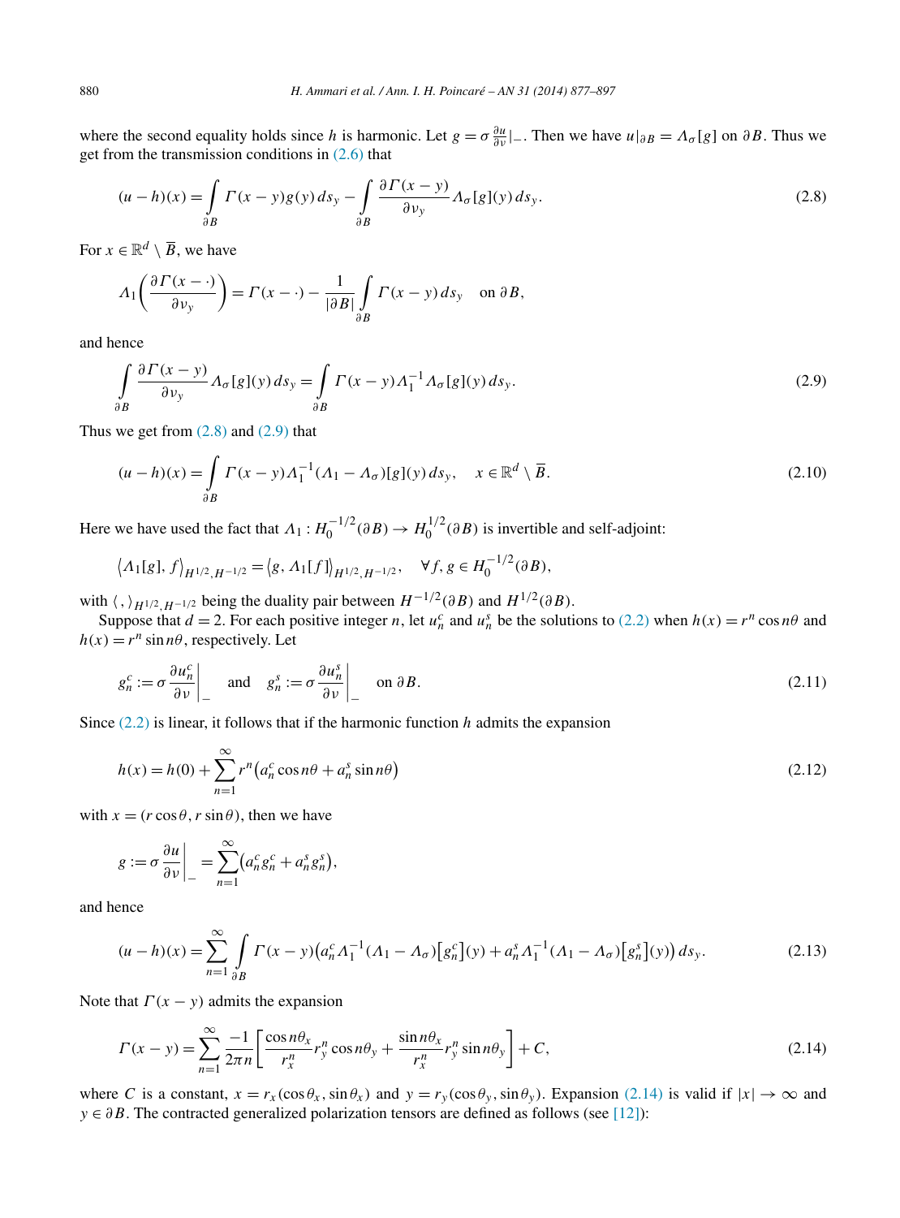where the second equality holds since $h$ is harmonic. Let $g = \sigma \frac{\partial u}{\partial \nu}\big|_-$. Then we have $u|_{\partial B} = \Lambda_\sigma[g]$ on $\partial B$. Thus we get from the transmission conditions in (2.6) that

$$(u-h)(x) = \int_{\partial B} \Gamma(x-y) g(y)\, ds_y - \int_{\partial B} \frac{\partial \Gamma(x-y)}{\partial \nu_y} \Lambda_\sigma[g](y)\, ds_y. \tag{2.8}$$

For $x \in \mathbb{R}^d \setminus \overline{B}$, we have

$$\Lambda_1\left(\frac{\partial \Gamma(x-\cdot)}{\partial \nu_y}\right) = \Gamma(x-\cdot) - \frac{1}{|\partial B|}\int_{\partial B} \Gamma(x-y)\, ds_y \quad \text{on } \partial B,$$

and hence

$$\int_{\partial B} \frac{\partial \Gamma(x-y)}{\partial \nu_y} \Lambda_\sigma[g](y)\, ds_y = \int_{\partial B} \Gamma(x-y) \Lambda_1^{-1}\Lambda_\sigma[g](y)\, ds_y. \tag{2.9}$$

Thus we get from (2.8) and (2.9) that

$$(u-h)(x) = \int_{\partial B} \Gamma(x-y) \Lambda_1^{-1}(\Lambda_1 - \Lambda_\sigma)[g](y)\, ds_y, \quad x \in \mathbb{R}^d \setminus \overline{B}. \tag{2.10}$$

Here we have used the fact that $\Lambda_1 : H_0^{-1/2}(\partial B) \to H_0^{1/2}(\partial B)$ is invertible and self-adjoint:

$$\langle \Lambda_1[g], f \rangle_{H^{1/2}, H^{-1/2}} = \langle g, \Lambda_1[f] \rangle_{H^{1/2}, H^{-1/2}}, \quad \forall f, g \in H_0^{-1/2}(\partial B),$$

with $\langle\, , \rangle_{H^{1/2}, H^{-1/2}}$ being the duality pair between $H^{-1/2}(\partial B)$ and $H^{1/2}(\partial B)$.

Suppose that $d = 2$. For each positive integer $n$, let $u_n^c$ and $u_n^s$ be the solutions to (2.2) when $h(x) = r^n \cos n\theta$ and $h(x) = r^n \sin n\theta$, respectively. Let

$$g_n^c := \sigma \frac{\partial u_n^c}{\partial \nu}\bigg|_- \quad \text{and} \quad g_n^s := \sigma \frac{\partial u_n^s}{\partial \nu}\bigg|_- \quad \text{on } \partial B. \tag{2.11}$$

Since (2.2) is linear, it follows that if the harmonic function $h$ admits the expansion

$$h(x) = h(0) + \sum_{n=1}^\infty r^n \left(a_n^c \cos n\theta + a_n^s \sin n\theta\right) \tag{2.12}$$

with $x = (r\cos\theta, r\sin\theta)$, then we have

$$g := \sigma \frac{\partial u}{\partial \nu}\bigg|_- = \sum_{n=1}^\infty \left(a_n^c g_n^c + a_n^s g_n^s\right),$$

and hence

$$(u-h)(x) = \sum_{n=1}^\infty \int_{\partial B} \Gamma(x-y)\left(a_n^c \Lambda_1^{-1}(\Lambda_1 - \Lambda_\sigma)\left[g_n^c\right](y) + a_n^s \Lambda_1^{-1}(\Lambda_1 - \Lambda_\sigma)\left[g_n^s\right](y)\right) ds_y. \tag{2.13}$$

Note that $\Gamma(x-y)$ admits the expansion

$$\Gamma(x-y) = \sum_{n=1}^\infty \frac{-1}{2\pi n}\left[\frac{\cos n\theta_x}{r_x^n} r_y^n \cos n\theta_y + \frac{\sin n\theta_x}{r_x^n} r_y^n \sin n\theta_y\right] + C, \tag{2.14}$$

where $C$ is a constant, $x = r_x(\cos\theta_x, \sin\theta_x)$ and $y = r_y(\cos\theta_y, \sin\theta_y)$. Expansion (2.14) is valid if $|x| \to \infty$ and $y \in \partial B$. The contracted generalized polarization tensors are defined as follows (see [12]):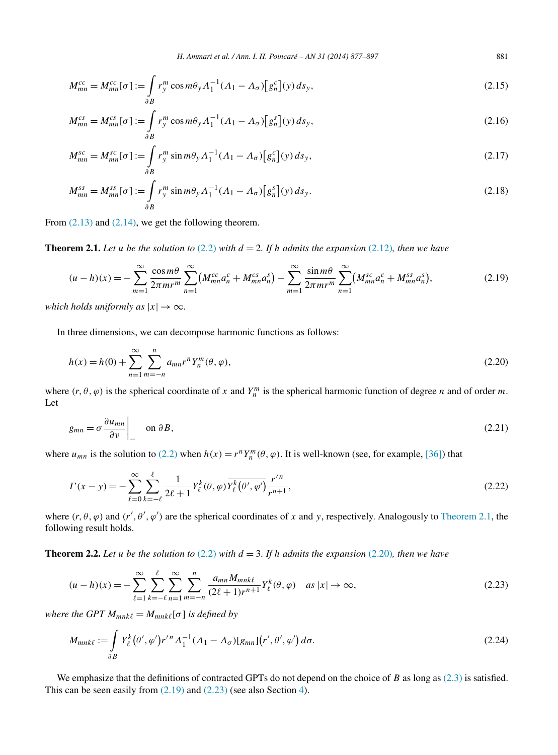$$M_{mn}^{cc} = M_{mn}^{cc}[\sigma] := \int_{\partial B} r_y^m \cos m\theta_y \Lambda_1^{-1}(\Lambda_1 - \Lambda_\sigma)\big[g_n^c\big](y)\, ds_y, \tag{2.15}$$

$$M_{mn}^{cs} = M_{mn}^{cs}[\sigma] := \int_{\partial B} r_y^m \cos m\theta_y \Lambda_1^{-1}(\Lambda_1 - \Lambda_\sigma)\big[g_n^s\big](y)\, ds_y, \tag{2.16}$$

$$M_{mn}^{sc} = M_{mn}^{sc}[\sigma] := \int_{\partial B} r_y^m \sin m\theta_y \Lambda_1^{-1}(\Lambda_1 - \Lambda_\sigma)\big[g_n^c\big](y)\, ds_y, \tag{2.17}$$

$$M_{mn}^{ss} = M_{mn}^{ss}[\sigma] := \int_{\partial B} r_y^m \sin m\theta_y \Lambda_1^{-1}(\Lambda_1 - \Lambda_\sigma)\big[g_n^s\big](y)\, ds_y. \tag{2.18}$$

From (2.13) and (2.14), we get the following theorem.

**Theorem 2.1.** *Let $u$ be the solution to (2.2) with $d = 2$. If $h$ admits the expansion (2.12), then we have*

$$(u-h)(x) = -\sum_{m=1}^{\infty} \frac{\cos m\theta}{2\pi m r^m} \sum_{n=1}^{\infty} \big(M_{mn}^{cc} a_n^c + M_{mn}^{cs} a_n^s\big) - \sum_{m=1}^{\infty} \frac{\sin m\theta}{2\pi m r^m} \sum_{n=1}^{\infty} \big(M_{mn}^{sc} a_n^c + M_{mn}^{ss} a_n^s\big), \tag{2.19}$$

*which holds uniformly as $|x| \to \infty$.*

In three dimensions, we can decompose harmonic functions as follows:

$$h(x) = h(0) + \sum_{n=1}^{\infty} \sum_{m=-n}^{n} a_{mn} r^n Y_n^m(\theta, \varphi), \tag{2.20}$$

where $(r, \theta, \varphi)$ is the spherical coordinate of $x$ and $Y_n^m$ is the spherical harmonic function of degree $n$ and of order $m$. Let

$$g_{mn} = \sigma \frac{\partial u_{mn}}{\partial \nu}\bigg|_{-} \quad \text{on } \partial B, \tag{2.21}$$

where $u_{mn}$ is the solution to (2.2) when $h(x) = r^n Y_n^m(\theta, \varphi)$. It is well-known (see, for example, [36]) that

$$\Gamma(x-y) = -\sum_{\ell=0}^{\infty} \sum_{k=-\ell}^{\ell} \frac{1}{2\ell+1} Y_\ell^k(\theta, \varphi) \overline{Y_\ell^k(\theta', \varphi')} \frac{r'^n}{r^{n+1}}, \tag{2.22}$$

where $(r, \theta, \varphi)$ and $(r', \theta', \varphi')$ are the spherical coordinates of $x$ and $y$, respectively. Analogously to Theorem 2.1, the following result holds.

**Theorem 2.2.** *Let $u$ be the solution to (2.2) with $d = 3$. If $h$ admits the expansion (2.20), then we have*

$$(u-h)(x) = -\sum_{\ell=1}^{\infty} \sum_{k=-\ell}^{\ell} \sum_{n=1}^{\infty} \sum_{m=-n}^{n} \frac{a_{mn} M_{mnk\ell}}{(2\ell+1) r^{n+1}} Y_\ell^k(\theta, \varphi) \quad \text{as } |x| \to \infty, \tag{2.23}$$

*where the GPT $M_{mnk\ell} = M_{mnk\ell}[\sigma]$ is defined by*

$$M_{mnk\ell} := \int_{\partial B} Y_\ell^k(\theta', \varphi') r'^n \Lambda_1^{-1}(\Lambda_1 - \Lambda_\sigma)[g_{mn}](r', \theta', \varphi')\, d\sigma. \tag{2.24}$$

We emphasize that the definitions of contracted GPTs do not depend on the choice of $B$ as long as (2.3) is satisfied. This can be seen easily from (2.19) and (2.23) (see also Section 4).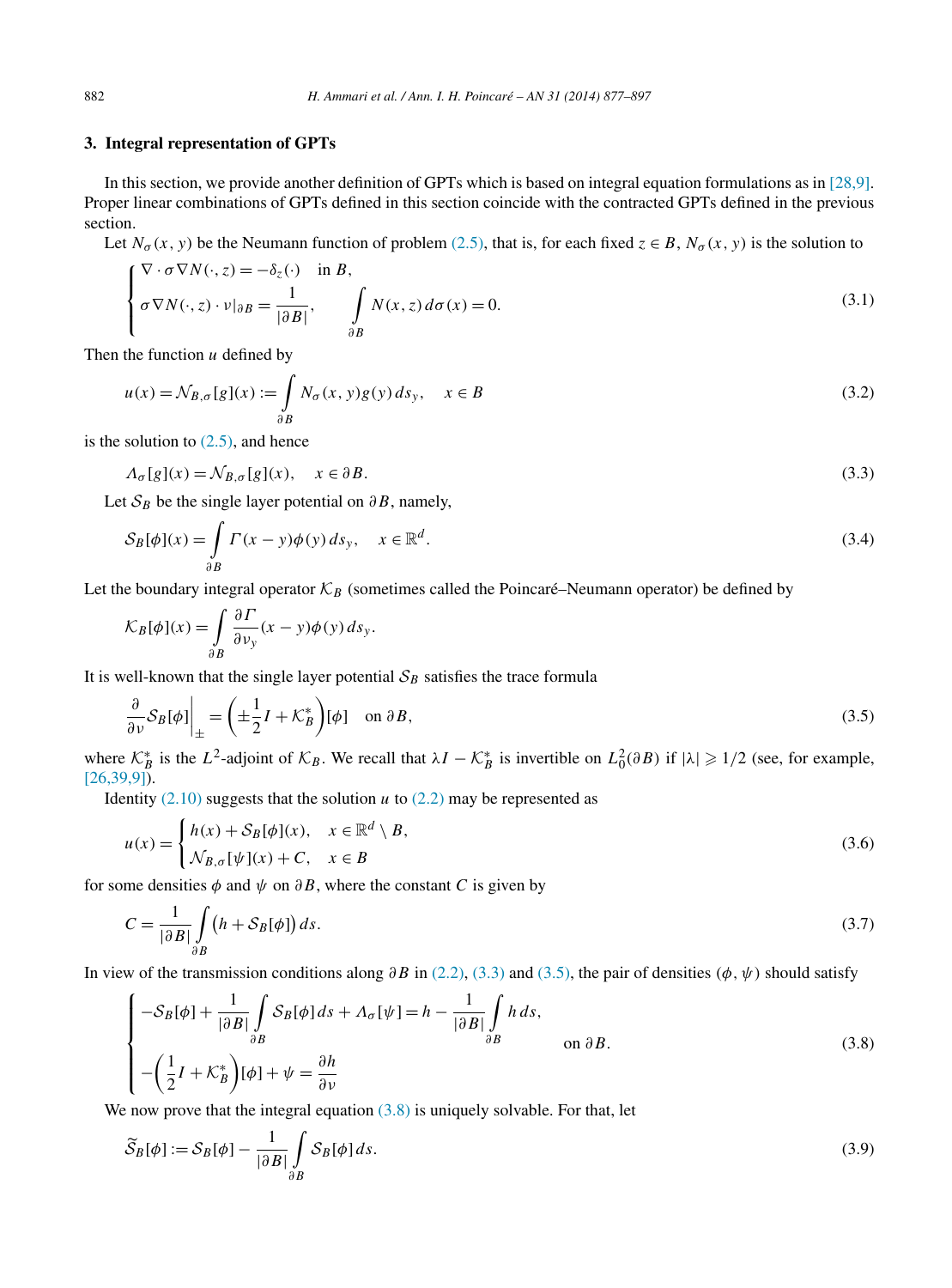## 3. Integral representation of GPTs

In this section, we provide another definition of GPTs which is based on integral equation formulations as in [28,9]. Proper linear combinations of GPTs defined in this section coincide with the contracted GPTs defined in the previous section.

Let $N_\sigma(x, y)$ be the Neumann function of problem (2.5), that is, for each fixed $z \in B$, $N_\sigma(x, y)$ is the solution to

$$\begin{cases} \nabla \cdot \sigma \nabla N(\cdot, z) = -\delta_z(\cdot) \quad \text{in } B, \\ \sigma \nabla N(\cdot, z) \cdot \nu|_{\partial B} = \dfrac{1}{|\partial B|}, \qquad \displaystyle\int_{\partial B} N(x, z)\, d\sigma(x) = 0. \end{cases} \tag{3.1}$$

Then the function $u$ defined by

$$u(x) = \mathcal{N}_{B,\sigma}[g](x) := \int_{\partial B} N_\sigma(x, y) g(y)\, ds_y, \quad x \in B \tag{3.2}$$

is the solution to (2.5), and hence

$$\Lambda_\sigma[g](x) = \mathcal{N}_{B,\sigma}[g](x), \quad x \in \partial B. \tag{3.3}$$

Let $\mathcal{S}_B$ be the single layer potential on $\partial B$, namely,

$$\mathcal{S}_B[\phi](x) = \int_{\partial B} \Gamma(x - y)\phi(y)\, ds_y, \quad x \in \mathbb{R}^d. \tag{3.4}$$

Let the boundary integral operator $\mathcal{K}_B$ (sometimes called the Poincaré–Neumann operator) be defined by

$$\mathcal{K}_B[\phi](x) = \int_{\partial B} \frac{\partial \Gamma}{\partial \nu_y}(x - y)\phi(y)\, ds_y.$$

It is well-known that the single layer potential $\mathcal{S}_B$ satisfies the trace formula

$$\frac{\partial}{\partial \nu}\mathcal{S}_B[\phi]\bigg|_{\pm} = \left(\pm\frac{1}{2}I + \mathcal{K}_B^*\right)[\phi] \quad \text{on } \partial B, \tag{3.5}$$

where $\mathcal{K}_B^*$ is the $L^2$-adjoint of $\mathcal{K}_B$. We recall that $\lambda I - \mathcal{K}_B^*$ is invertible on $L^2_0(\partial B)$ if $|\lambda| \geqslant 1/2$ (see, for example, [26,39,9]).

Identity (2.10) suggests that the solution $u$ to (2.2) may be represented as

$$u(x) = \begin{cases} h(x) + \mathcal{S}_B[\phi](x), & x \in \mathbb{R}^d \setminus B, \\ \mathcal{N}_{B,\sigma}[\psi](x) + C, & x \in B \end{cases} \tag{3.6}$$

for some densities $\phi$ and $\psi$ on $\partial B$, where the constant $C$ is given by

$$C = \frac{1}{|\partial B|}\int_{\partial B} \big(h + \mathcal{S}_B[\phi]\big)\, ds. \tag{3.7}$$

In view of the transmission conditions along $\partial B$ in (2.2), (3.3) and (3.5), the pair of densities $(\phi, \psi)$ should satisfy

$$\begin{cases} -\mathcal{S}_B[\phi] + \dfrac{1}{|\partial B|}\displaystyle\int_{\partial B} \mathcal{S}_B[\phi]\, ds + \Lambda_\sigma[\psi] = h - \dfrac{1}{|\partial B|}\displaystyle\int_{\partial B} h\, ds, \\ -\left(\dfrac{1}{2}I + \mathcal{K}_B^*\right)[\phi] + \psi = \dfrac{\partial h}{\partial \nu} \end{cases} \quad \text{on } \partial B. \tag{3.8}$$

We now prove that the integral equation (3.8) is uniquely solvable. For that, let

$$\widetilde{\mathcal{S}}_B[\phi] := \mathcal{S}_B[\phi] - \frac{1}{|\partial B|}\int_{\partial B} \mathcal{S}_B[\phi]\, ds. \tag{3.9}$$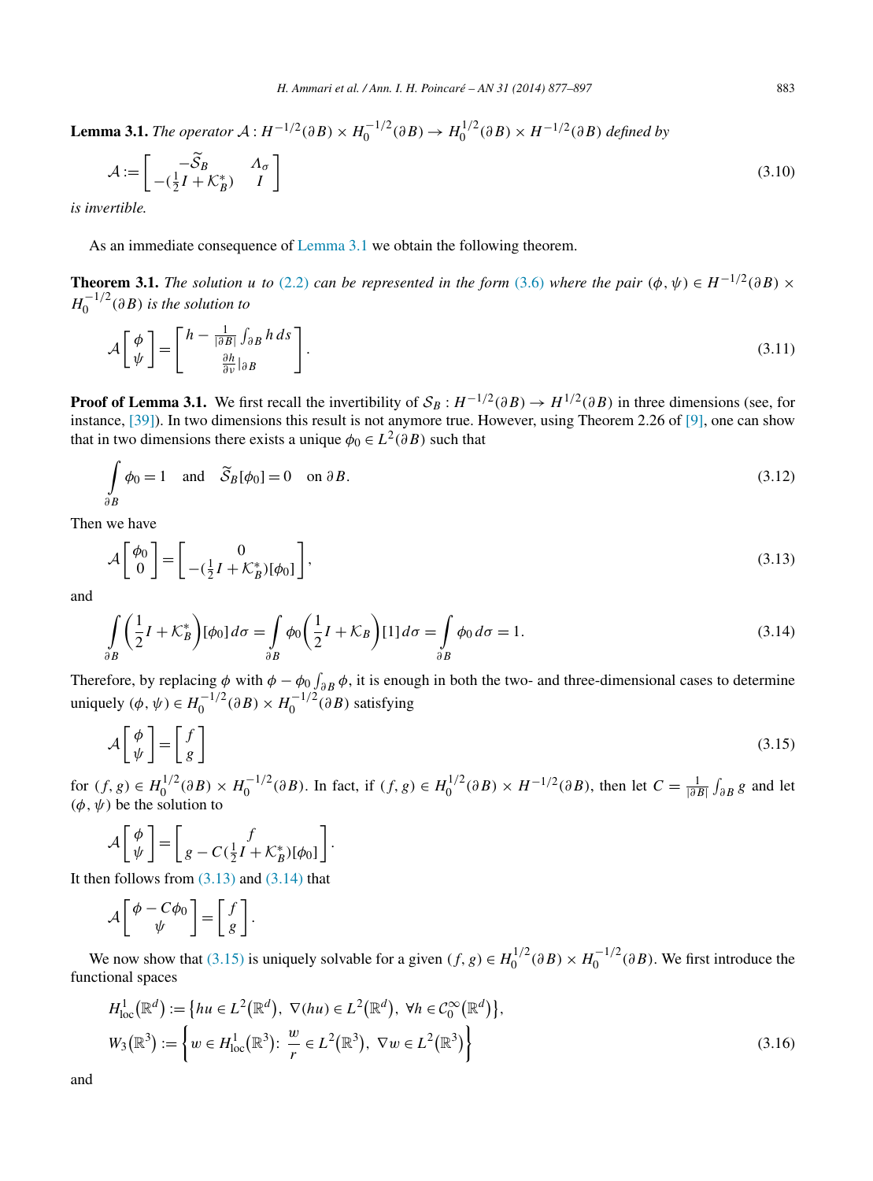**Lemma 3.1.** *The operator* $\mathcal{A} : H^{-1/2}(\partial B) \times H_0^{-1/2}(\partial B) \to H_0^{1/2}(\partial B) \times H^{-1/2}(\partial B)$ *defined by*

$$\mathcal{A} := \begin{bmatrix} -\widetilde{\mathcal{S}}_B & \Lambda_\sigma \\ -(\frac{1}{2}I + \mathcal{K}_B^*) & I \end{bmatrix} \tag{3.10}$$

*is invertible.*

As an immediate consequence of Lemma 3.1 we obtain the following theorem.

**Theorem 3.1.** *The solution* $u$ *to* (2.2) *can be represented in the form* (3.6) *where the pair* $(\phi, \psi) \in H^{-1/2}(\partial B) \times H_0^{-1/2}(\partial B)$ *is the solution to*

$$\mathcal{A}\begin{bmatrix} \phi \\ \psi \end{bmatrix} = \begin{bmatrix} h - \frac{1}{|\partial B|}\int_{\partial B} h\, ds \\ \frac{\partial h}{\partial \nu}\big|_{\partial B} \end{bmatrix}. \tag{3.11}$$

**Proof of Lemma 3.1.** We first recall the invertibility of $\mathcal{S}_B : H^{-1/2}(\partial B) \to H^{1/2}(\partial B)$ in three dimensions (see, for instance, [39]). In two dimensions this result is not anymore true. However, using Theorem 2.26 of [9], one can show that in two dimensions there exists a unique $\phi_0 \in L^2(\partial B)$ such that

$$\int_{\partial B} \phi_0 = 1 \quad \text{and} \quad \widetilde{\mathcal{S}}_B[\phi_0] = 0 \quad \text{on } \partial B. \tag{3.12}$$

Then we have

$$\mathcal{A}\begin{bmatrix} \phi_0 \\ 0 \end{bmatrix} = \begin{bmatrix} 0 \\ -(\frac{1}{2}I + \mathcal{K}_B^*)[\phi_0] \end{bmatrix}, \tag{3.13}$$

and

$$\int_{\partial B} \left(\frac{1}{2}I + \mathcal{K}_B^*\right)[\phi_0]\, d\sigma = \int_{\partial B} \phi_0 \left(\frac{1}{2}I + \mathcal{K}_B\right)[1]\, d\sigma = \int_{\partial B} \phi_0\, d\sigma = 1. \tag{3.14}$$

Therefore, by replacing $\phi$ with $\phi - \phi_0 \int_{\partial B} \phi$, it is enough in both the two- and three-dimensional cases to determine uniquely $(\phi, \psi) \in H_0^{-1/2}(\partial B) \times H_0^{-1/2}(\partial B)$ satisfying

$$\mathcal{A}\begin{bmatrix} \phi \\ \psi \end{bmatrix} = \begin{bmatrix} f \\ g \end{bmatrix} \tag{3.15}$$

for $(f, g) \in H_0^{1/2}(\partial B) \times H_0^{-1/2}(\partial B)$. In fact, if $(f, g) \in H_0^{1/2}(\partial B) \times H^{-1/2}(\partial B)$, then let $C = \frac{1}{|\partial B|}\int_{\partial B} g$ and let $(\phi, \psi)$ be the solution to

$$\mathcal{A}\begin{bmatrix} \phi \\ \psi \end{bmatrix} = \begin{bmatrix} f \\ g - C(\frac{1}{2}I + \mathcal{K}_B^*)[\phi_0] \end{bmatrix}.$$

It then follows from (3.13) and (3.14) that

$$\mathcal{A}\begin{bmatrix} \phi - C\phi_0 \\ \psi \end{bmatrix} = \begin{bmatrix} f \\ g \end{bmatrix}.$$

We now show that (3.15) is uniquely solvable for a given $(f, g) \in H_0^{1/2}(\partial B) \times H_0^{-1/2}(\partial B)$. We first introduce the functional spaces

$$\begin{aligned} &H^1_{\mathrm{loc}}(\mathbb{R}^d) := \left\{ hu \in L^2(\mathbb{R}^d),\ \nabla(hu) \in L^2(\mathbb{R}^d),\ \forall h \in \mathcal{C}_0^\infty(\mathbb{R}^d) \right\}, \\ &W_3(\mathbb{R}^3) := \left\{ w \in H^1_{\mathrm{loc}}(\mathbb{R}^3) :\ \frac{w}{r} \in L^2(\mathbb{R}^3),\ \nabla w \in L^2(\mathbb{R}^3) \right\} \end{aligned} \tag{3.16}$$

and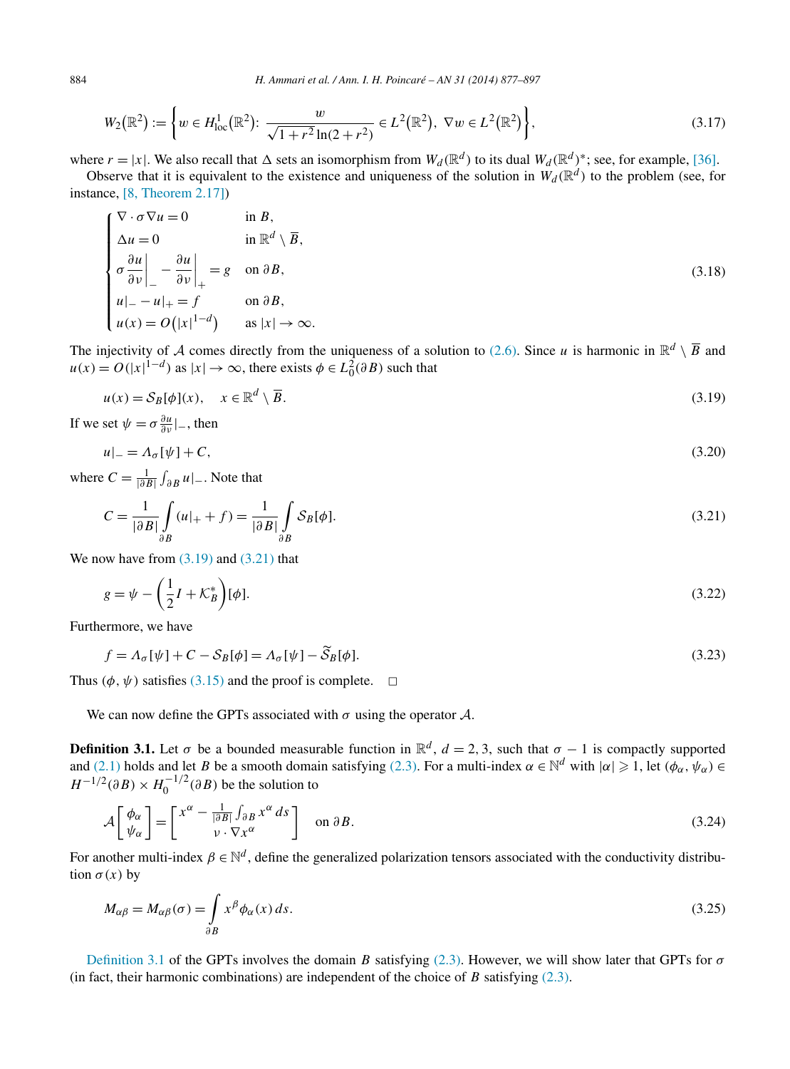$$W_2(\mathbb{R}^2) := \left\{ w \in H^1_{\mathrm{loc}}(\mathbb{R}^2) \colon \frac{w}{\sqrt{1+r^2}\ln(2+r^2)} \in L^2(\mathbb{R}^2),\ \nabla w \in L^2(\mathbb{R}^2) \right\}, \tag{3.17}$$

where $r = |x|$. We also recall that $\Delta$ sets an isomorphism from $W_d(\mathbb{R}^d)$ to its dual $W_d(\mathbb{R}^d)^*$; see, for example, [36].

Observe that it is equivalent to the existence and uniqueness of the solution in $W_d(\mathbb{R}^d)$ to the problem (see, for instance, [8, Theorem 2.17])

$$\begin{cases} \nabla \cdot \sigma \nabla u = 0 & \text{in } B, \\ \Delta u = 0 & \text{in } \mathbb{R}^d \setminus \overline{B}, \\ \sigma \dfrac{\partial u}{\partial \nu}\Big|_- - \dfrac{\partial u}{\partial \nu}\Big|_+ = g & \text{on } \partial B, \\ u|_- - u|_+ = f & \text{on } \partial B, \\ u(x) = O\big(|x|^{1-d}\big) & \text{as } |x| \to \infty. \end{cases} \tag{3.18}$$

The injectivity of $\mathcal{A}$ comes directly from the uniqueness of a solution to (2.6). Since $u$ is harmonic in $\mathbb{R}^d \setminus \overline{B}$ and $u(x) = O(|x|^{1-d})$ as $|x| \to \infty$, there exists $\phi \in L^2_0(\partial B)$ such that

$$u(x) = \mathcal{S}_B[\phi](x), \quad x \in \mathbb{R}^d \setminus \overline{B}. \tag{3.19}$$

If we set $\psi = \sigma \frac{\partial u}{\partial \nu}|_-$, then

$$u|_- = \Lambda_\sigma[\psi] + C, \tag{3.20}$$

where $C = \frac{1}{|\partial B|}\int_{\partial B} u|_-$. Note that

$$C = \frac{1}{|\partial B|}\int_{\partial B} (u|_+ + f) = \frac{1}{|\partial B|}\int_{\partial B} \mathcal{S}_B[\phi]. \tag{3.21}$$

We now have from (3.19) and (3.21) that

$$g = \psi - \left(\frac{1}{2}I + \mathcal{K}_B^*\right)[\phi]. \tag{3.22}$$

Furthermore, we have

$$f = \Lambda_\sigma[\psi] + C - \mathcal{S}_B[\phi] = \Lambda_\sigma[\psi] - \widetilde{\mathcal{S}}_B[\phi]. \tag{3.23}$$

Thus $(\phi, \psi)$ satisfies (3.15) and the proof is complete. □

We can now define the GPTs associated with $\sigma$ using the operator $\mathcal{A}$.

**Definition 3.1.** Let $\sigma$ be a bounded measurable function in $\mathbb{R}^d$, $d = 2, 3$, such that $\sigma - 1$ is compactly supported and (2.1) holds and let $B$ be a smooth domain satisfying (2.3). For a multi-index $\alpha \in \mathbb{N}^d$ with $|\alpha| \geqslant 1$, let $(\phi_\alpha, \psi_\alpha) \in H^{-1/2}(\partial B) \times H_0^{-1/2}(\partial B)$ be the solution to

$$\mathcal{A}\begin{bmatrix} \phi_\alpha \\ \psi_\alpha \end{bmatrix} = \begin{bmatrix} x^\alpha - \frac{1}{|\partial B|}\int_{\partial B} x^\alpha \, ds \\ \nu \cdot \nabla x^\alpha \end{bmatrix} \quad \text{on } \partial B. \tag{3.24}$$

For another multi-index $\beta \in \mathbb{N}^d$, define the generalized polarization tensors associated with the conductivity distribution $\sigma(x)$ by

$$M_{\alpha\beta} = M_{\alpha\beta}(\sigma) = \int_{\partial B} x^\beta \phi_\alpha(x)\, ds. \tag{3.25}$$

Definition 3.1 of the GPTs involves the domain $B$ satisfying (2.3). However, we will show later that GPTs for $\sigma$ (in fact, their harmonic combinations) are independent of the choice of $B$ satisfying (2.3).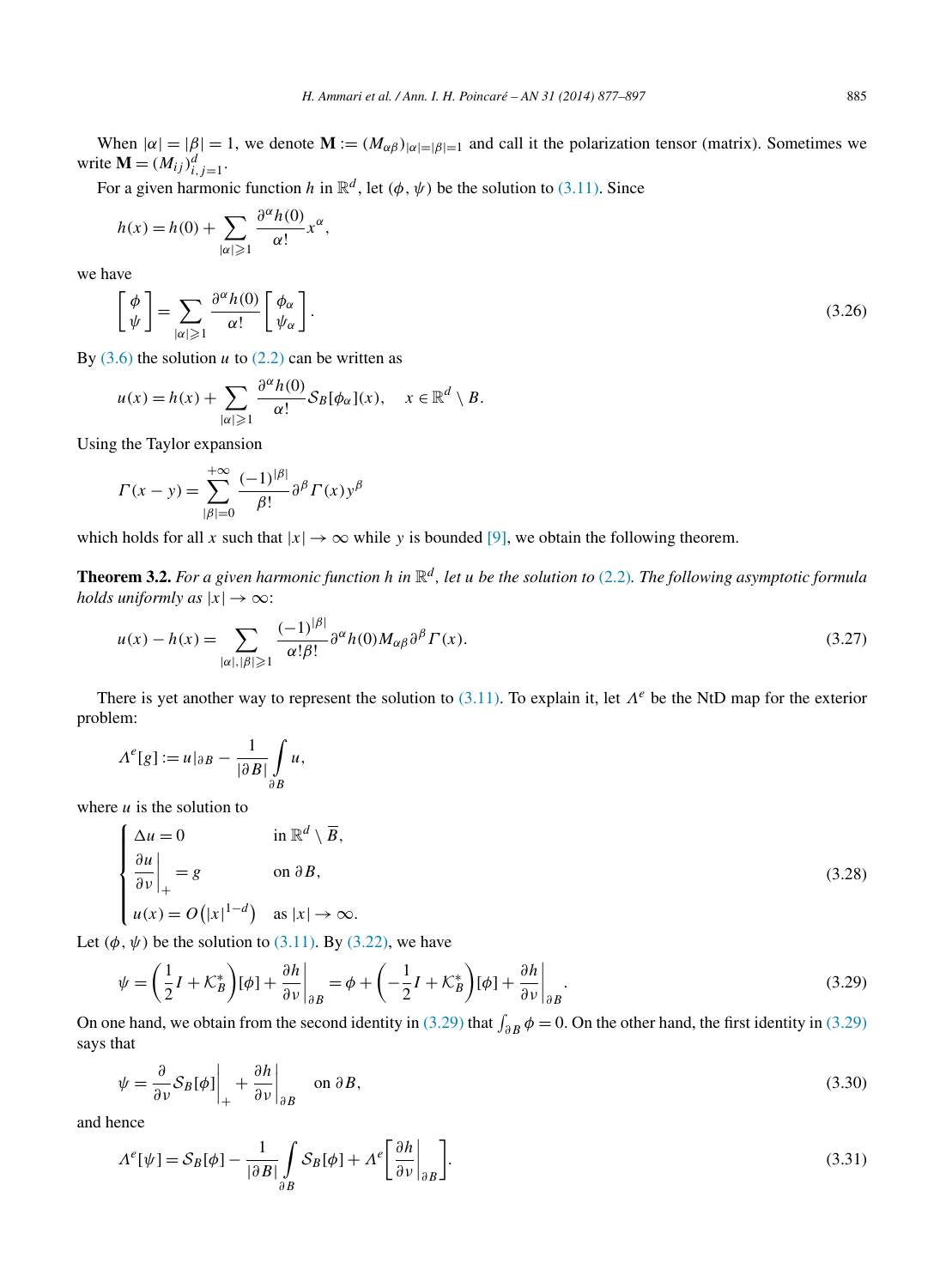When $|\alpha| = |\beta| = 1$, we denote $\mathbf{M} := (M_{\alpha\beta})_{|\alpha|=|\beta|=1}$ and call it the polarization tensor (matrix). Sometimes we write $\mathbf{M} = (M_{ij})_{i,j=1}^d$.

For a given harmonic function $h$ in $\mathbb{R}^d$, let $(\phi, \psi)$ be the solution to (3.11). Since

$$h(x) = h(0) + \sum_{|\alpha| \geqslant 1} \frac{\partial^\alpha h(0)}{\alpha!} x^\alpha,$$

we have

$$\begin{bmatrix} \phi \\ \psi \end{bmatrix} = \sum_{|\alpha| \geqslant 1} \frac{\partial^\alpha h(0)}{\alpha!} \begin{bmatrix} \phi_\alpha \\ \psi_\alpha \end{bmatrix}. \tag{3.26}$$

By (3.6) the solution $u$ to (2.2) can be written as

$$u(x) = h(x) + \sum_{|\alpha| \geqslant 1} \frac{\partial^\alpha h(0)}{\alpha!} \mathcal{S}_B[\phi_\alpha](x), \quad x \in \mathbb{R}^d \setminus B.$$

Using the Taylor expansion

$$\Gamma(x - y) = \sum_{|\beta|=0}^{+\infty} \frac{(-1)^{|\beta|}}{\beta!} \partial^\beta \Gamma(x) y^\beta$$

which holds for all $x$ such that $|x| \to \infty$ while $y$ is bounded [9], we obtain the following theorem.

**Theorem 3.2.** *For a given harmonic function $h$ in $\mathbb{R}^d$, let $u$ be the solution to (2.2). The following asymptotic formula holds uniformly as $|x| \to \infty$:*

$$u(x) - h(x) = \sum_{|\alpha|, |\beta| \geqslant 1} \frac{(-1)^{|\beta|}}{\alpha! \beta!} \partial^\alpha h(0) M_{\alpha\beta} \partial^\beta \Gamma(x). \tag{3.27}$$

There is yet another way to represent the solution to (3.11). To explain it, let $\Lambda^e$ be the NtD map for the exterior problem:

$$\Lambda^e[g] := u|_{\partial B} - \frac{1}{|\partial B|} \int_{\partial B} u,$$

where $u$ is the solution to

$$\begin{cases} \Delta u = 0 & \text{in } \mathbb{R}^d \setminus \overline{B}, \\ \dfrac{\partial u}{\partial \nu}\Big|_+ = g & \text{on } \partial B, \\ u(x) = O\big(|x|^{1-d}\big) & \text{as } |x| \to \infty. \end{cases} \tag{3.28}$$

Let $(\phi, \psi)$ be the solution to (3.11). By (3.22), we have

$$\psi = \left(\frac{1}{2} I + \mathcal{K}_B^*\right)[\phi] + \frac{\partial h}{\partial \nu}\Big|_{\partial B} = \phi + \left(-\frac{1}{2} I + \mathcal{K}_B^*\right)[\phi] + \frac{\partial h}{\partial \nu}\Big|_{\partial B}. \tag{3.29}$$

On one hand, we obtain from the second identity in (3.29) that $\int_{\partial B} \phi = 0$. On the other hand, the first identity in (3.29) says that

$$\psi = \frac{\partial}{\partial \nu} \mathcal{S}_B[\phi]\Big|_+ + \frac{\partial h}{\partial \nu}\Big|_{\partial B} \quad \text{on } \partial B, \tag{3.30}$$

and hence

$$\Lambda^e[\psi] = \mathcal{S}_B[\phi] - \frac{1}{|\partial B|} \int_{\partial B} \mathcal{S}_B[\phi] + \Lambda^e\left[\frac{\partial h}{\partial \nu}\Big|_{\partial B}\right]. \tag{3.31}$$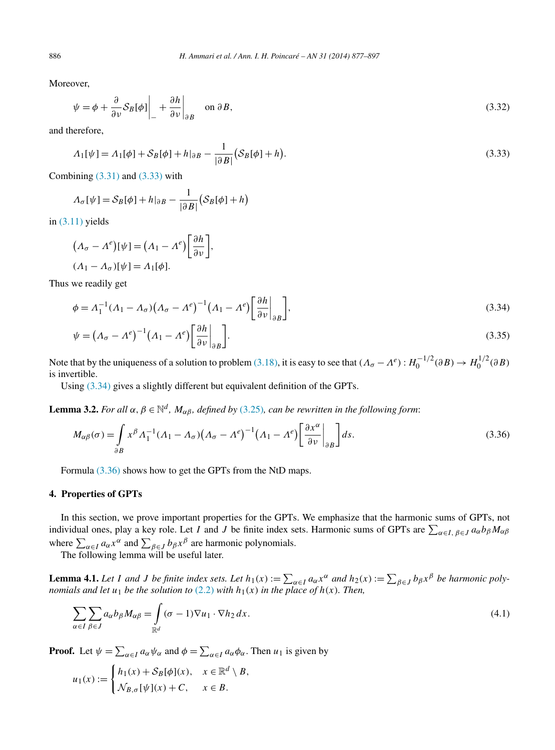Moreover,

$$\psi = \phi + \frac{\partial}{\partial \nu} \mathcal{S}_B[\phi] \bigg|_- + \frac{\partial h}{\partial \nu}\bigg|_{\partial B} \quad \text{on } \partial B, \tag{3.32}$$

and therefore,

$$\Lambda_1[\psi] = \Lambda_1[\phi] + \mathcal{S}_B[\phi] + h|_{\partial B} - \frac{1}{|\partial B|}\big(\mathcal{S}_B[\phi] + h\big). \tag{3.33}$$

Combining (3.31) and (3.33) with

$$\Lambda_\sigma[\psi] = \mathcal{S}_B[\phi] + h|_{\partial B} - \frac{1}{|\partial B|}\big(\mathcal{S}_B[\phi] + h\big)$$

in (3.11) yields

$$\big(\Lambda_\sigma - \Lambda^e\big)[\psi] = \big(\Lambda_1 - \Lambda^e\big)\left[\frac{\partial h}{\partial \nu}\right],$$

$$(\Lambda_1 - \Lambda_\sigma)[\psi] = \Lambda_1[\phi].$$

Thus we readily get

$$\phi = \Lambda_1^{-1}(\Lambda_1 - \Lambda_\sigma)\big(\Lambda_\sigma - \Lambda^e\big)^{-1}\big(\Lambda_1 - \Lambda^e\big)\left[\frac{\partial h}{\partial \nu}\bigg|_{\partial B}\right], \tag{3.34}$$

$$\psi = \big(\Lambda_\sigma - \Lambda^e\big)^{-1}\big(\Lambda_1 - \Lambda^e\big)\left[\frac{\partial h}{\partial \nu}\bigg|_{\partial B}\right]. \tag{3.35}$$

Note that by the uniqueness of a solution to problem (3.18), it is easy to see that $(\Lambda_\sigma - \Lambda^e) : H_0^{-1/2}(\partial B) \to H_0^{1/2}(\partial B)$ is invertible.

Using (3.34) gives a slightly different but equivalent definition of the GPTs.

**Lemma 3.2.** *For all $\alpha, \beta \in \mathbb{N}^d$, $M_{\alpha\beta}$, defined by (3.25), can be rewritten in the following form*:

$$M_{\alpha\beta}(\sigma) = \int_{\partial B} x^\beta \Lambda_1^{-1}(\Lambda_1 - \Lambda_\sigma)\big(\Lambda_\sigma - \Lambda^e\big)^{-1}\big(\Lambda_1 - \Lambda^e\big)\left[\frac{\partial x^\alpha}{\partial \nu}\bigg|_{\partial B}\right] ds. \tag{3.36}$$

Formula (3.36) shows how to get the GPTs from the NtD maps.

## 4. Properties of GPTs

In this section, we prove important properties for the GPTs. We emphasize that the harmonic sums of GPTs, not individual ones, play a key role. Let $I$ and $J$ be finite index sets. Harmonic sums of GPTs are $\sum_{\alpha\in I,\, \beta\in J} a_\alpha b_\beta M_{\alpha\beta}$ where $\sum_{\alpha\in I} a_\alpha x^\alpha$ and $\sum_{\beta\in J} b_\beta x^\beta$ are harmonic polynomials.

The following lemma will be useful later.

**Lemma 4.1.** *Let $I$ and $J$ be finite index sets. Let $h_1(x) := \sum_{\alpha\in I} a_\alpha x^\alpha$ and $h_2(x) := \sum_{\beta\in J} b_\beta x^\beta$ be harmonic polynomials and let $u_1$ be the solution to (2.2) with $h_1(x)$ in the place of $h(x)$. Then,*

$$\sum_{\alpha\in I}\sum_{\beta\in J} a_\alpha b_\beta M_{\alpha\beta} = \int_{\mathbb{R}^d} (\sigma - 1)\nabla u_1 \cdot \nabla h_2 \, dx. \tag{4.1}$$

**Proof.** Let $\psi = \sum_{\alpha\in I} a_\alpha \psi_\alpha$ and $\phi = \sum_{\alpha\in I} a_\alpha \phi_\alpha$. Then $u_1$ is given by

$$u_1(x) := \begin{cases} h_1(x) + \mathcal{S}_B[\phi](x), & x \in \mathbb{R}^d \setminus B, \\ \mathcal{N}_{B,\sigma}[\psi](x) + C, & x \in B. \end{cases}$$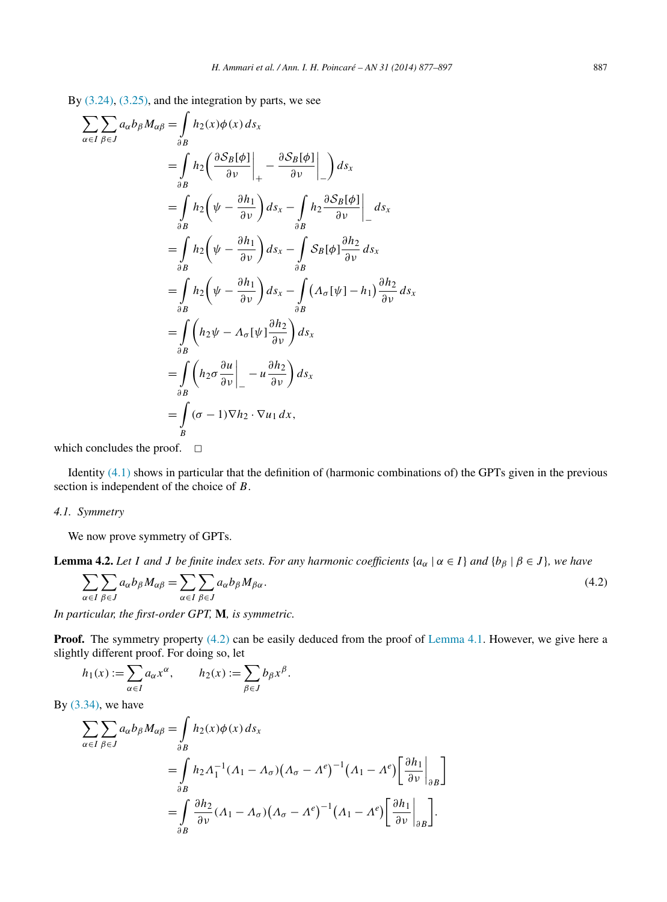By (3.24), (3.25), and the integration by parts, we see

$$
\begin{aligned}
\sum_{\alpha \in I} \sum_{\beta \in J} a_\alpha b_\beta M_{\alpha\beta} &= \int_{\partial B} h_2(x) \phi(x)\, ds_x \\
&= \int_{\partial B} h_2 \left( \frac{\partial \mathcal{S}_B[\phi]}{\partial \nu}\bigg|_+ - \frac{\partial \mathcal{S}_B[\phi]}{\partial \nu}\bigg|_- \right) ds_x \\
&= \int_{\partial B} h_2 \left( \psi - \frac{\partial h_1}{\partial \nu} \right) ds_x - \int_{\partial B} h_2 \frac{\partial \mathcal{S}_B[\phi]}{\partial \nu}\bigg|_- ds_x \\
&= \int_{\partial B} h_2 \left( \psi - \frac{\partial h_1}{\partial \nu} \right) ds_x - \int_{\partial B} \mathcal{S}_B[\phi] \frac{\partial h_2}{\partial \nu}\, ds_x \\
&= \int_{\partial B} h_2 \left( \psi - \frac{\partial h_1}{\partial \nu} \right) ds_x - \int_{\partial B} \big( \Lambda_\sigma[\psi] - h_1 \big) \frac{\partial h_2}{\partial \nu}\, ds_x \\
&= \int_{\partial B} \left( h_2 \psi - \Lambda_\sigma[\psi] \frac{\partial h_2}{\partial \nu} \right) ds_x \\
&= \int_{\partial B} \left( h_2 \sigma \frac{\partial u}{\partial \nu}\bigg|_- - u \frac{\partial h_2}{\partial \nu} \right) ds_x \\
&= \int_{B} (\sigma - 1) \nabla h_2 \cdot \nabla u_1\, dx,
\end{aligned}
$$

which concludes the proof. □

Identity (4.1) shows in particular that the definition of (harmonic combinations of) the GPTs given in the previous section is independent of the choice of $B$.

### 4.1. Symmetry

We now prove symmetry of GPTs.

**Lemma 4.2.** *Let $I$ and $J$ be finite index sets. For any harmonic coefficients $\{a_\alpha \mid \alpha \in I\}$ and $\{b_\beta \mid \beta \in J\}$, we have*

$$
\sum_{\alpha \in I} \sum_{\beta \in J} a_\alpha b_\beta M_{\alpha\beta} = \sum_{\alpha \in I} \sum_{\beta \in J} a_\alpha b_\beta M_{\beta\alpha}. \tag{4.2}
$$

*In particular, the first-order GPT,* $\mathbf{M}$*, is symmetric.*

**Proof.** The symmetry property (4.2) can be easily deduced from the proof of Lemma 4.1. However, we give here a slightly different proof. For doing so, let

$$
h_1(x) := \sum_{\alpha \in I} a_\alpha x^\alpha, \qquad h_2(x) := \sum_{\beta \in J} b_\beta x^\beta.
$$

By (3.34), we have

$$
\begin{aligned}
\sum_{\alpha \in I} \sum_{\beta \in J} a_\alpha b_\beta M_{\alpha\beta} &= \int_{\partial B} h_2(x) \phi(x)\, ds_x \\
&= \int_{\partial B} h_2 \Lambda_1^{-1} (\Lambda_1 - \Lambda_\sigma) \big( \Lambda_\sigma - \Lambda^e \big)^{-1} \big( \Lambda_1 - \Lambda^e \big) \left[ \frac{\partial h_1}{\partial \nu}\bigg|_{\partial B} \right] \\
&= \int_{\partial B} \frac{\partial h_2}{\partial \nu} (\Lambda_1 - \Lambda_\sigma) \big( \Lambda_\sigma - \Lambda^e \big)^{-1} \big( \Lambda_1 - \Lambda^e \big) \left[ \frac{\partial h_1}{\partial \nu}\bigg|_{\partial B} \right].
\end{aligned}
$$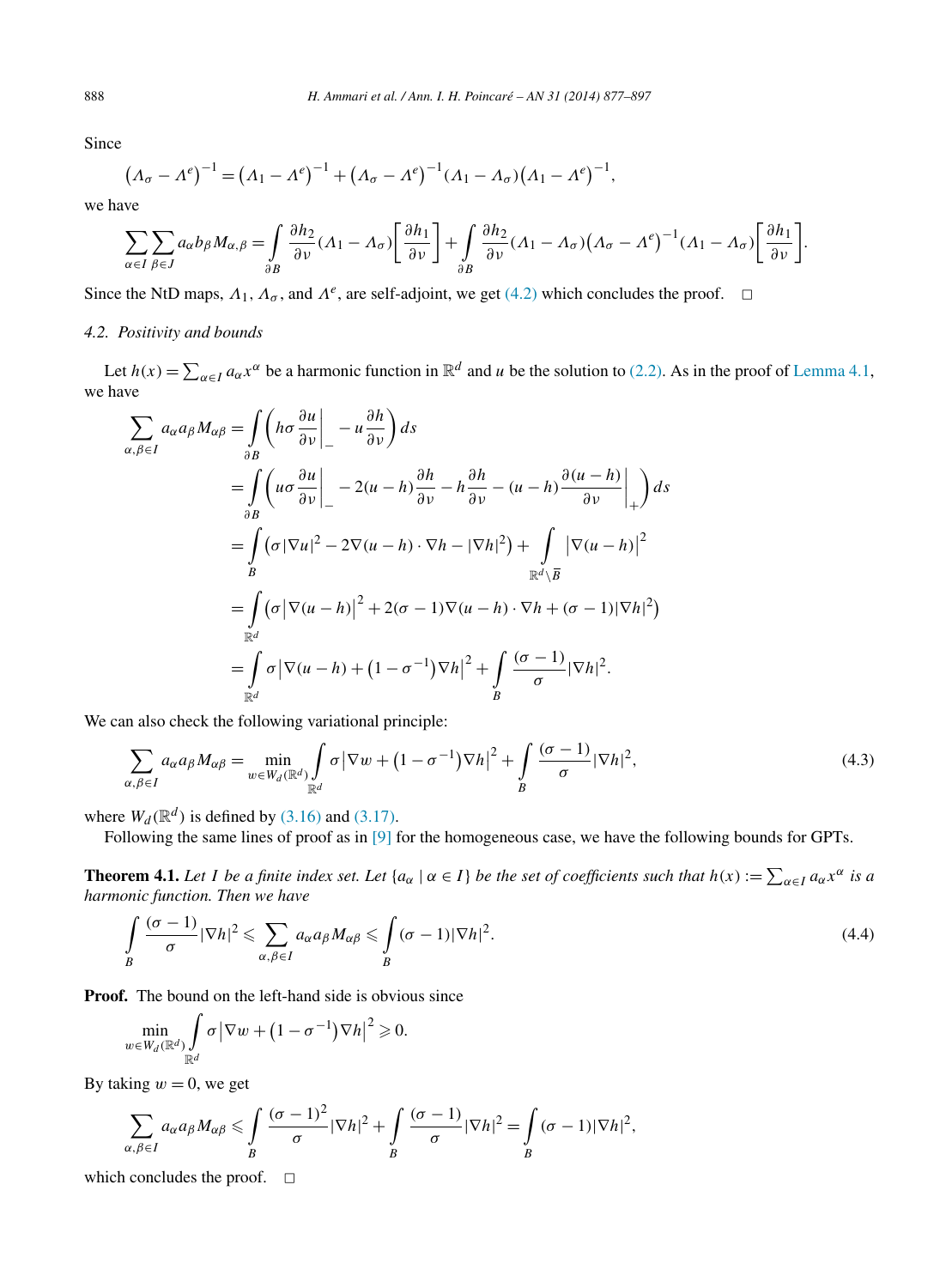Since

$$\left(\Lambda_\sigma - \Lambda^e\right)^{-1} = \left(\Lambda_1 - \Lambda^e\right)^{-1} + \left(\Lambda_\sigma - \Lambda^e\right)^{-1}(\Lambda_1 - \Lambda_\sigma)\left(\Lambda_1 - \Lambda^e\right)^{-1},$$

we have

$$\sum_{\alpha\in I}\sum_{\beta\in J} a_\alpha b_\beta M_{\alpha,\beta} = \int_{\partial B} \frac{\partial h_2}{\partial \nu}(\Lambda_1 - \Lambda_\sigma)\left[\frac{\partial h_1}{\partial \nu}\right] + \int_{\partial B} \frac{\partial h_2}{\partial \nu}(\Lambda_1 - \Lambda_\sigma)\left(\Lambda_\sigma - \Lambda^e\right)^{-1}(\Lambda_1 - \Lambda_\sigma)\left[\frac{\partial h_1}{\partial \nu}\right].$$

Since the NtD maps, $\Lambda_1$, $\Lambda_\sigma$, and $\Lambda^e$, are self-adjoint, we get (4.2) which concludes the proof. □

### 4.2. Positivity and bounds

Let $h(x) = \sum_{\alpha\in I} a_\alpha x^\alpha$ be a harmonic function in $\mathbb{R}^d$ and $u$ be the solution to (2.2). As in the proof of Lemma 4.1, we have

$$\begin{aligned}
\sum_{\alpha,\beta\in I} a_\alpha a_\beta M_{\alpha\beta} &= \int_{\partial B}\left(h\sigma \frac{\partial u}{\partial \nu}\bigg|_- - u\frac{\partial h}{\partial \nu}\right) ds \\
&= \int_{\partial B}\left(u\sigma \frac{\partial u}{\partial \nu}\bigg|_- - 2(u-h)\frac{\partial h}{\partial \nu} - h\frac{\partial h}{\partial \nu} - (u-h)\frac{\partial (u-h)}{\partial \nu}\bigg|_+\right) ds \\
&= \int_{B}\left(\sigma|\nabla u|^2 - 2\nabla(u-h)\cdot\nabla h - |\nabla h|^2\right) + \int_{\mathbb{R}^d\setminus\overline{B}} \left|\nabla(u-h)\right|^2 \\
&= \int_{\mathbb{R}^d}\left(\sigma\left|\nabla(u-h)\right|^2 + 2(\sigma-1)\nabla(u-h)\cdot\nabla h + (\sigma-1)|\nabla h|^2\right) \\
&= \int_{\mathbb{R}^d}\sigma\left|\nabla(u-h) + \left(1-\sigma^{-1}\right)\nabla h\right|^2 + \int_B \frac{(\sigma-1)}{\sigma}|\nabla h|^2.
\end{aligned}$$

We can also check the following variational principle:

$$\sum_{\alpha,\beta\in I} a_\alpha a_\beta M_{\alpha\beta} = \min_{w\in W_d(\mathbb{R}^d)} \int_{\mathbb{R}^d}\sigma\left|\nabla w + \left(1-\sigma^{-1}\right)\nabla h\right|^2 + \int_B \frac{(\sigma-1)}{\sigma}|\nabla h|^2, \tag{4.3}$$

where $W_d(\mathbb{R}^d)$ is defined by (3.16) and (3.17).

Following the same lines of proof as in [9] for the homogeneous case, we have the following bounds for GPTs.

**Theorem 4.1.** *Let $I$ be a finite index set. Let $\{a_\alpha \mid \alpha\in I\}$ be the set of coefficients such that $h(x) := \sum_{\alpha\in I} a_\alpha x^\alpha$ is a harmonic function. Then we have*

$$\int_B \frac{(\sigma-1)}{\sigma}|\nabla h|^2 \leqslant \sum_{\alpha,\beta\in I} a_\alpha a_\beta M_{\alpha\beta} \leqslant \int_B (\sigma-1)|\nabla h|^2. \tag{4.4}$$

**Proof.** The bound on the left-hand side is obvious since

$$\min_{w\in W_d(\mathbb{R}^d)} \int_{\mathbb{R}^d}\sigma\left|\nabla w + \left(1-\sigma^{-1}\right)\nabla h\right|^2 \geqslant 0.$$

By taking $w = 0$, we get

$$\sum_{\alpha,\beta\in I} a_\alpha a_\beta M_{\alpha\beta} \leqslant \int_B \frac{(\sigma-1)^2}{\sigma}|\nabla h|^2 + \int_B \frac{(\sigma-1)}{\sigma}|\nabla h|^2 = \int_B (\sigma-1)|\nabla h|^2,$$

which concludes the proof. □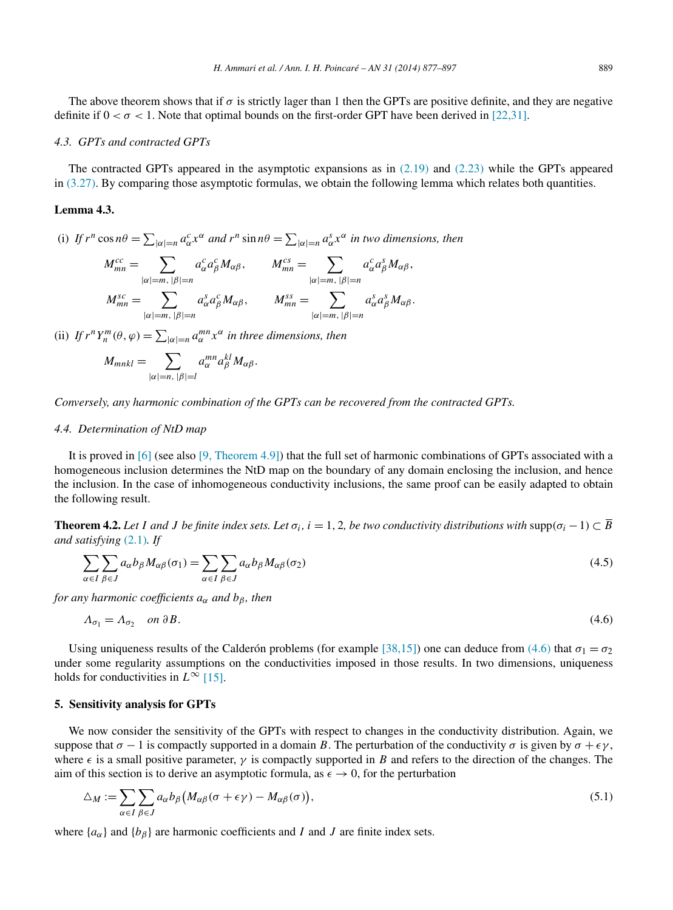The above theorem shows that if $\sigma$ is strictly lager than 1 then the GPTs are positive definite, and they are negative definite if $0 < \sigma < 1$. Note that optimal bounds on the first-order GPT have been derived in [22,31].

### 4.3. GPTs and contracted GPTs

The contracted GPTs appeared in the asymptotic expansions as in (2.19) and (2.23) while the GPTs appeared in (3.27). By comparing those asymptotic formulas, we obtain the following lemma which relates both quantities.

**Lemma 4.3.**

(i) *If $r^n \cos n\theta = \sum_{|\alpha|=n} a^c_\alpha x^\alpha$ and $r^n \sin n\theta = \sum_{|\alpha|=n} a^s_\alpha x^\alpha$ in two dimensions, then*

$$M^{cc}_{mn} = \sum_{|\alpha|=m,\ |\beta|=n} a^c_\alpha a^c_\beta M_{\alpha\beta}, \qquad M^{cs}_{mn} = \sum_{|\alpha|=m,\ |\beta|=n} a^c_\alpha a^s_\beta M_{\alpha\beta},$$

$$M^{sc}_{mn} = \sum_{|\alpha|=m,\ |\beta|=n} a^s_\alpha a^c_\beta M_{\alpha\beta}, \qquad M^{ss}_{mn} = \sum_{|\alpha|=m,\ |\beta|=n} a^s_\alpha a^s_\beta M_{\alpha\beta}.$$

(ii) *If $r^n Y^m_n(\theta, \varphi) = \sum_{|\alpha|=n} a^{mn}_\alpha x^\alpha$ in three dimensions, then*

$$M_{mnkl} = \sum_{|\alpha|=n,\ |\beta|=l} a^{mn}_\alpha a^{kl}_\beta M_{\alpha\beta}.$$

*Conversely, any harmonic combination of the GPTs can be recovered from the contracted GPTs.*

### 4.4. Determination of NtD map

It is proved in [6] (see also [9, Theorem 4.9]) that the full set of harmonic combinations of GPTs associated with a homogeneous inclusion determines the NtD map on the boundary of any domain enclosing the inclusion, and hence the inclusion. In the case of inhomogeneous conductivity inclusions, the same proof can be easily adapted to obtain the following result.

**Theorem 4.2.** *Let $I$ and $J$ be finite index sets. Let $\sigma_i$, $i = 1, 2$, be two conductivity distributions with $\operatorname{supp}(\sigma_i - 1) \subset \overline{B}$ and satisfying (2.1). If*

$$\sum_{\alpha\in I} \sum_{\beta\in J} a_\alpha b_\beta M_{\alpha\beta}(\sigma_1) = \sum_{\alpha\in I} \sum_{\beta\in J} a_\alpha b_\beta M_{\alpha\beta}(\sigma_2) \tag{4.5}$$

*for any harmonic coefficients $a_\alpha$ and $b_\beta$, then*

$$\Lambda_{\sigma_1} = \Lambda_{\sigma_2} \quad \text{on } \partial B. \tag{4.6}$$

Using uniqueness results of the Calderón problems (for example [38,15]) one can deduce from (4.6) that $\sigma_1 = \sigma_2$ under some regularity assumptions on the conductivities imposed in those results. In two dimensions, uniqueness holds for conductivities in $L^\infty$ [15].

## 5. Sensitivity analysis for GPTs

We now consider the sensitivity of the GPTs with respect to changes in the conductivity distribution. Again, we suppose that $\sigma - 1$ is compactly supported in a domain $B$. The perturbation of the conductivity $\sigma$ is given by $\sigma + \epsilon\gamma$, where $\epsilon$ is a small positive parameter, $\gamma$ is compactly supported in $B$ and refers to the direction of the changes. The aim of this section is to derive an asymptotic formula, as $\epsilon \to 0$, for the perturbation

$$\triangle_M := \sum_{\alpha\in I} \sum_{\beta\in J} a_\alpha b_\beta \big(M_{\alpha\beta}(\sigma + \epsilon\gamma) - M_{\alpha\beta}(\sigma)\big), \tag{5.1}$$

where $\{a_\alpha\}$ and $\{b_\beta\}$ are harmonic coefficients and $I$ and $J$ are finite index sets.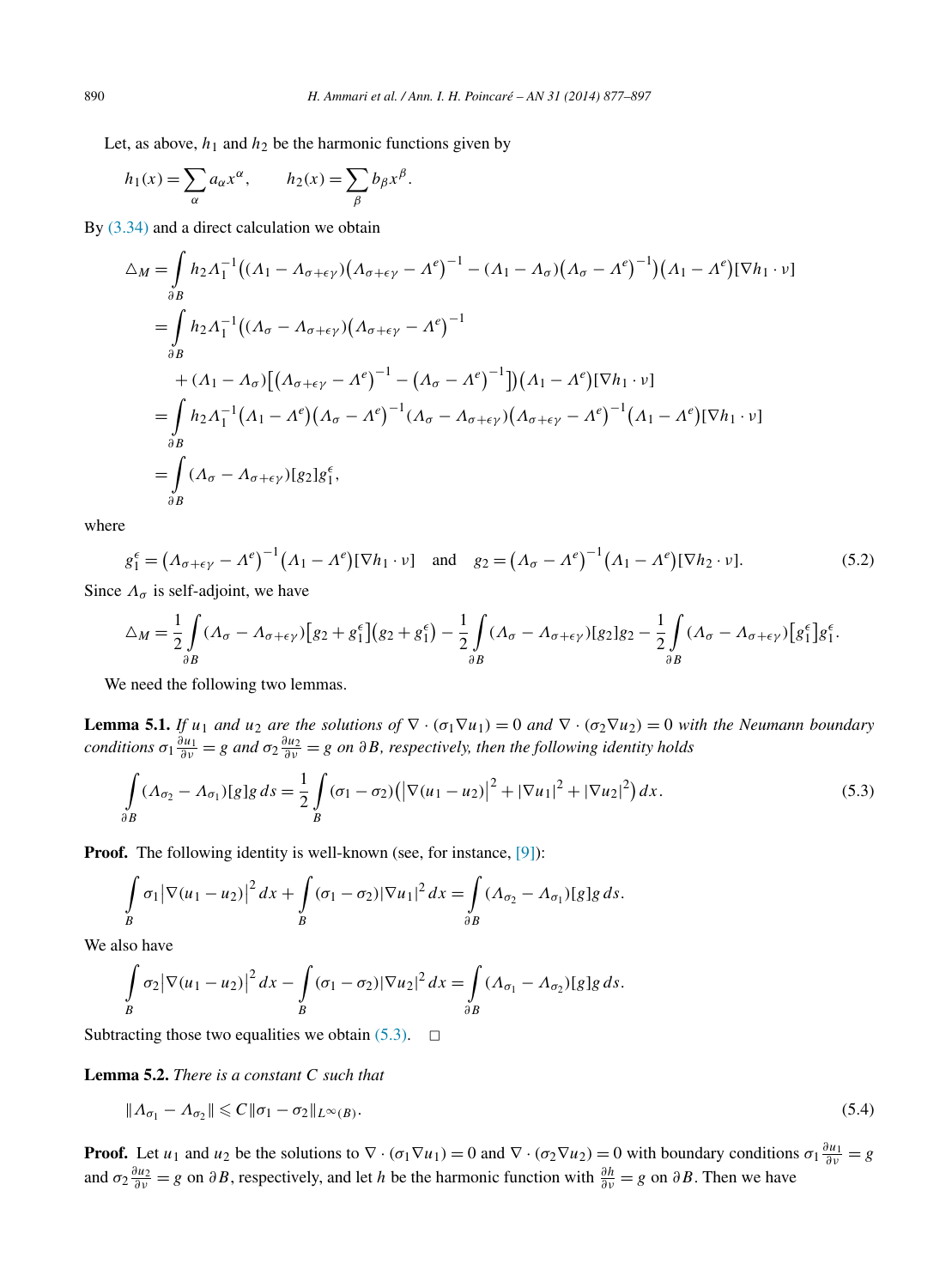Let, as above, $h_1$ and $h_2$ be the harmonic functions given by

$$h_1(x) = \sum_\alpha a_\alpha x^\alpha, \qquad h_2(x) = \sum_\beta b_\beta x^\beta.$$

By (3.34) and a direct calculation we obtain

$$\begin{aligned}
\triangle_M &= \int_{\partial B} h_2 \Lambda_1^{-1}\big((\Lambda_1 - \Lambda_{\sigma+\epsilon\gamma})\big(\Lambda_{\sigma+\epsilon\gamma} - \Lambda^e\big)^{-1} - (\Lambda_1 - \Lambda_\sigma)\big(\Lambda_\sigma - \Lambda^e\big)^{-1}\big)\big(\Lambda_1 - \Lambda^e\big)[\nabla h_1 \cdot \nu] \\
&= \int_{\partial B} h_2 \Lambda_1^{-1}\big((\Lambda_\sigma - \Lambda_{\sigma+\epsilon\gamma})\big(\Lambda_{\sigma+\epsilon\gamma} - \Lambda^e\big)^{-1} \\
&\quad + (\Lambda_1 - \Lambda_\sigma)\big[\big(\Lambda_{\sigma+\epsilon\gamma} - \Lambda^e\big)^{-1} - \big(\Lambda_\sigma - \Lambda^e\big)^{-1}\big]\big)\big(\Lambda_1 - \Lambda^e\big)[\nabla h_1 \cdot \nu] \\
&= \int_{\partial B} h_2 \Lambda_1^{-1}\big(\Lambda_1 - \Lambda^e\big)\big(\Lambda_\sigma - \Lambda^e\big)^{-1}(\Lambda_\sigma - \Lambda_{\sigma+\epsilon\gamma})\big(\Lambda_{\sigma+\epsilon\gamma} - \Lambda^e\big)^{-1}\big(\Lambda_1 - \Lambda^e\big)[\nabla h_1 \cdot \nu] \\
&= \int_{\partial B} (\Lambda_\sigma - \Lambda_{\sigma+\epsilon\gamma})[g_2] g_1^\epsilon,
\end{aligned}$$

where

$$g_1^\epsilon = \big(\Lambda_{\sigma+\epsilon\gamma} - \Lambda^e\big)^{-1}\big(\Lambda_1 - \Lambda^e\big)[\nabla h_1 \cdot \nu] \quad \text{and} \quad g_2 = \big(\Lambda_\sigma - \Lambda^e\big)^{-1}\big(\Lambda_1 - \Lambda^e\big)[\nabla h_2 \cdot \nu]. \tag{5.2}$$

Since $\Lambda_\sigma$ is self-adjoint, we have

$$\triangle_M = \frac{1}{2}\int_{\partial B} (\Lambda_\sigma - \Lambda_{\sigma+\epsilon\gamma})\big[g_2 + g_1^\epsilon\big]\big(g_2 + g_1^\epsilon\big) - \frac{1}{2}\int_{\partial B} (\Lambda_\sigma - \Lambda_{\sigma+\epsilon\gamma})[g_2] g_2 - \frac{1}{2}\int_{\partial B} (\Lambda_\sigma - \Lambda_{\sigma+\epsilon\gamma})\big[g_1^\epsilon\big] g_1^\epsilon.$$

We need the following two lemmas.

**Lemma 5.1.** *If $u_1$ and $u_2$ are the solutions of $\nabla \cdot (\sigma_1 \nabla u_1) = 0$ and $\nabla \cdot (\sigma_2 \nabla u_2) = 0$ with the Neumann boundary conditions $\sigma_1 \frac{\partial u_1}{\partial \nu} = g$ and $\sigma_2 \frac{\partial u_2}{\partial \nu} = g$ on $\partial B$, respectively, then the following identity holds*

$$\int_{\partial B} (\Lambda_{\sigma_2} - \Lambda_{\sigma_1})[g] g \, ds = \frac{1}{2}\int_B (\sigma_1 - \sigma_2)\big(\big|\nabla(u_1 - u_2)\big|^2 + |\nabla u_1|^2 + |\nabla u_2|^2\big)\, dx. \tag{5.3}$$

**Proof.** The following identity is well-known (see, for instance, [9]):

$$\int_B \sigma_1 \big|\nabla(u_1 - u_2)\big|^2 dx + \int_B (\sigma_1 - \sigma_2)|\nabla u_1|^2 dx = \int_{\partial B} (\Lambda_{\sigma_2} - \Lambda_{\sigma_1})[g] g \, ds.$$

We also have

$$\int_B \sigma_2 \big|\nabla(u_1 - u_2)\big|^2 dx - \int_B (\sigma_1 - \sigma_2)|\nabla u_2|^2 dx = \int_{\partial B} (\Lambda_{\sigma_1} - \Lambda_{\sigma_2})[g] g \, ds.$$

Subtracting those two equalities we obtain (5.3). $\square$

**Lemma 5.2.** *There is a constant $C$ such that*

$$\|\Lambda_{\sigma_1} - \Lambda_{\sigma_2}\| \leqslant C\|\sigma_1 - \sigma_2\|_{L^\infty(B)}. \tag{5.4}$$

**Proof.** Let $u_1$ and $u_2$ be the solutions to $\nabla \cdot (\sigma_1 \nabla u_1) = 0$ and $\nabla \cdot (\sigma_2 \nabla u_2) = 0$ with boundary conditions $\sigma_1 \frac{\partial u_1}{\partial \nu} = g$ and $\sigma_2 \frac{\partial u_2}{\partial \nu} = g$ on $\partial B$, respectively, and let $h$ be the harmonic function with $\frac{\partial h}{\partial \nu} = g$ on $\partial B$. Then we have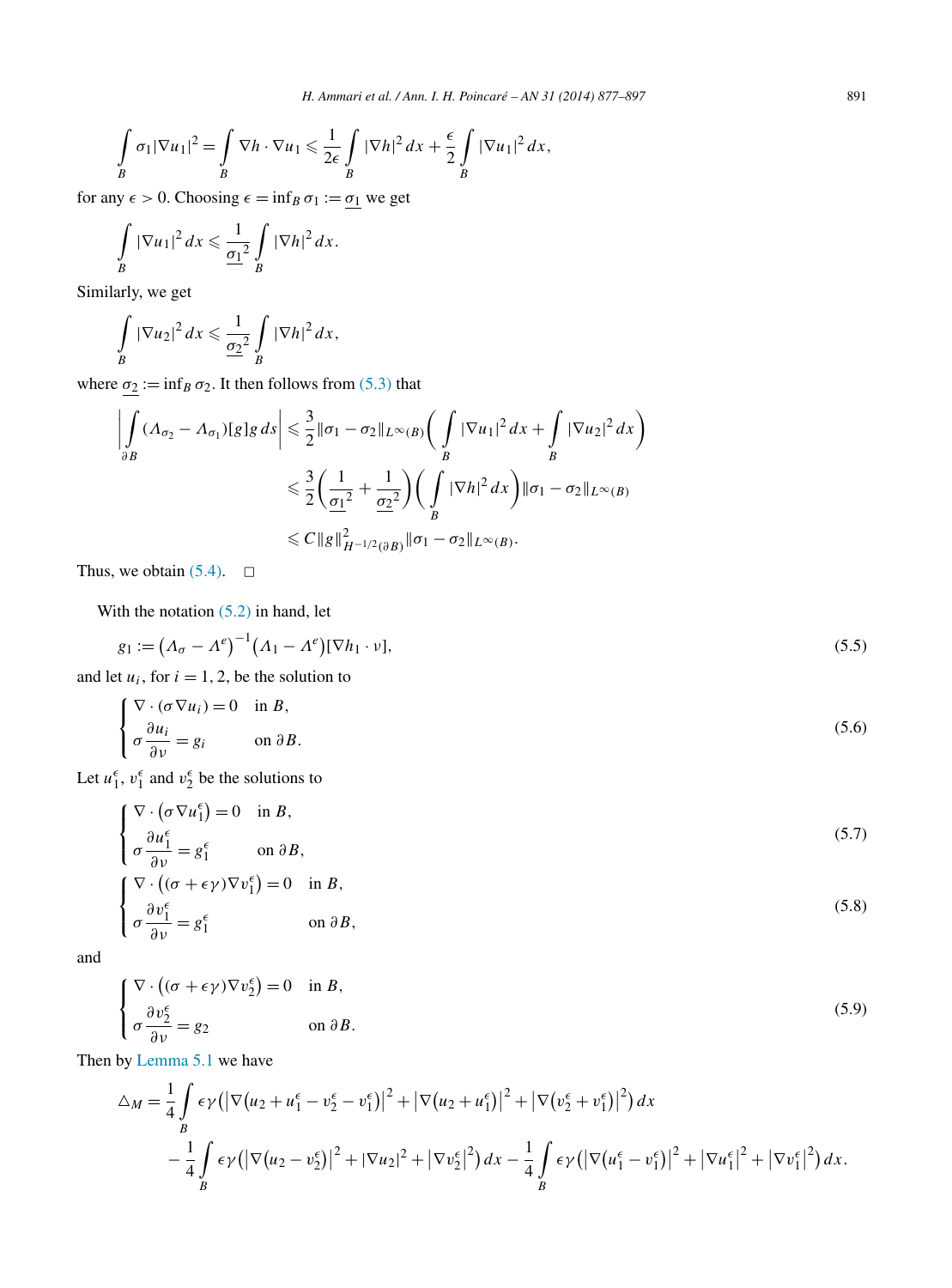$$\int_B \sigma_1 |\nabla u_1|^2 = \int_B \nabla h \cdot \nabla u_1 \leqslant \frac{1}{2\epsilon} \int_B |\nabla h|^2\,dx + \frac{\epsilon}{2} \int_B |\nabla u_1|^2\,dx,$$

for any $\epsilon > 0$. Choosing $\epsilon = \inf_B \sigma_1 := \underline{\sigma_1}$ we get

$$\int_B |\nabla u_1|^2\,dx \leqslant \frac{1}{\underline{\sigma_1}^2} \int_B |\nabla h|^2\,dx.$$

Similarly, we get

$$\int_B |\nabla u_2|^2\,dx \leqslant \frac{1}{\underline{\sigma_2}^2} \int_B |\nabla h|^2\,dx,$$

where $\underline{\sigma_2} := \inf_B \sigma_2$. It then follows from (5.3) that

$$\begin{aligned}
\left| \int_{\partial B} (\Lambda_{\sigma_2} - \Lambda_{\sigma_1})[g]g\,ds \right| &\leqslant \frac{3}{2} \|\sigma_1 - \sigma_2\|_{L^\infty(B)} \left( \int_B |\nabla u_1|^2\,dx + \int_B |\nabla u_2|^2\,dx \right) \\
&\leqslant \frac{3}{2} \left( \frac{1}{\underline{\sigma_1}^2} + \frac{1}{\underline{\sigma_2}^2} \right) \left( \int_B |\nabla h|^2\,dx \right) \|\sigma_1 - \sigma_2\|_{L^\infty(B)} \\
&\leqslant C \|g\|^2_{H^{-1/2}(\partial B)} \|\sigma_1 - \sigma_2\|_{L^\infty(B)}.
\end{aligned}$$

Thus, we obtain (5.4). □

With the notation (5.2) in hand, let

$$g_1 := \left(\Lambda_\sigma - \Lambda^e\right)^{-1} \left(\Lambda_1 - \Lambda^e\right)[\nabla h_1 \cdot \nu], \tag{5.5}$$

and let $u_i$, for $i = 1, 2$, be the solution to

$$\begin{cases} \nabla \cdot (\sigma \nabla u_i) = 0 & \text{in } B, \\ \sigma \dfrac{\partial u_i}{\partial \nu} = g_i & \text{on } \partial B. \end{cases} \tag{5.6}$$

Let $u_1^\epsilon$, $v_1^\epsilon$ and $v_2^\epsilon$ be the solutions to

$$\begin{cases} \nabla \cdot \left(\sigma \nabla u_1^\epsilon\right) = 0 & \text{in } B, \\ \sigma \dfrac{\partial u_1^\epsilon}{\partial \nu} = g_1^\epsilon & \text{on } \partial B, \end{cases} \tag{5.7}$$

$$\begin{cases} \nabla \cdot \left((\sigma + \epsilon\gamma) \nabla v_1^\epsilon\right) = 0 & \text{in } B, \\ \sigma \dfrac{\partial v_1^\epsilon}{\partial \nu} = g_1^\epsilon & \text{on } \partial B, \end{cases} \tag{5.8}$$

and

$$\begin{cases} \nabla \cdot \left((\sigma + \epsilon\gamma) \nabla v_2^\epsilon\right) = 0 & \text{in } B, \\ \sigma \dfrac{\partial v_2^\epsilon}{\partial \nu} = g_2 & \text{on } \partial B. \end{cases} \tag{5.9}$$

Then by Lemma 5.1 we have

$$\begin{aligned}
\triangle_M = {}& \frac{1}{4} \int_B \epsilon\gamma \left( \left|\nabla\left(u_2 + u_1^\epsilon - v_2^\epsilon - v_1^\epsilon\right)\right|^2 + \left|\nabla\left(u_2 + u_1^\epsilon\right)\right|^2 + \left|\nabla\left(v_2^\epsilon + v_1^\epsilon\right)\right|^2 \right) dx \\
& - \frac{1}{4} \int_B \epsilon\gamma \left( \left|\nabla\left(u_2 - v_2^\epsilon\right)\right|^2 + |\nabla u_2|^2 + \left|\nabla v_2^\epsilon\right|^2 \right) dx - \frac{1}{4} \int_B \epsilon\gamma \left( \left|\nabla\left(u_1^\epsilon - v_1^\epsilon\right)\right|^2 + \left|\nabla u_1^\epsilon\right|^2 + \left|\nabla v_1^\epsilon\right|^2 \right) dx.
\end{aligned}$$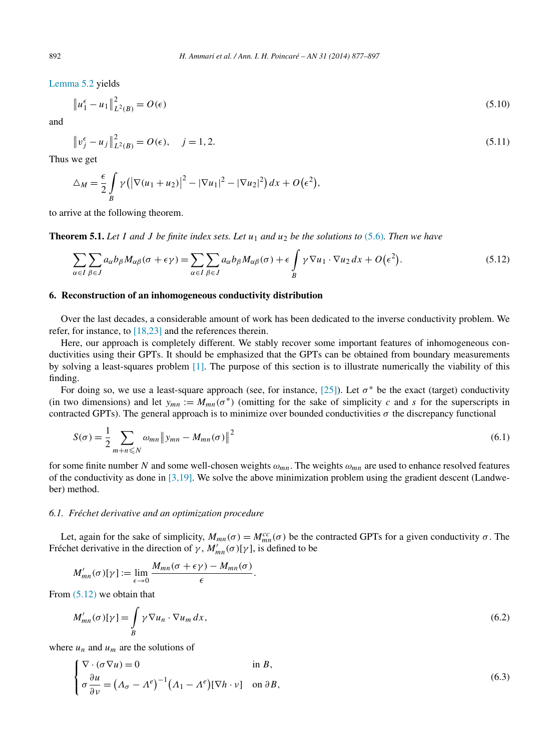Lemma 5.2 yields

$$\left\|u_1^\epsilon - u_1\right\|_{L^2(B)}^2 = O(\epsilon) \tag{5.10}$$

and

$$\left\|v_j^\epsilon - u_j\right\|_{L^2(B)}^2 = O(\epsilon), \quad j = 1, 2. \tag{5.11}$$

Thus we get

$$\triangle_M = \frac{\epsilon}{2} \int_B \gamma \left( \left|\nabla(u_1 + u_2)\right|^2 - |\nabla u_1|^2 - |\nabla u_2|^2 \right) dx + O\left(\epsilon^2\right),$$

to arrive at the following theorem.

**Theorem 5.1.** *Let $I$ and $J$ be finite index sets. Let $u_1$ and $u_2$ be the solutions to (5.6). Then we have*

$$\sum_{\alpha \in I} \sum_{\beta \in J} a_\alpha b_\beta M_{\alpha\beta}(\sigma + \epsilon\gamma) = \sum_{\alpha \in I} \sum_{\beta \in J} a_\alpha b_\beta M_{\alpha\beta}(\sigma) + \epsilon \int_B \gamma \nabla u_1 \cdot \nabla u_2 \, dx + O\left(\epsilon^2\right). \tag{5.12}$$

## 6. Reconstruction of an inhomogeneous conductivity distribution

Over the last decades, a considerable amount of work has been dedicated to the inverse conductivity problem. We refer, for instance, to [18,23] and the references therein.

Here, our approach is completely different. We stably recover some important features of inhomogeneous conductivities using their GPTs. It should be emphasized that the GPTs can be obtained from boundary measurements by solving a least-squares problem [1]. The purpose of this section is to illustrate numerically the viability of this finding.

For doing so, we use a least-square approach (see, for instance, [25]). Let $\sigma^*$ be the exact (target) conductivity (in two dimensions) and let $y_{mn} := M_{mn}(\sigma^*)$ (omitting for the sake of simplicity $c$ and $s$ for the superscripts in contracted GPTs). The general approach is to minimize over bounded conductivities $\sigma$ the discrepancy functional

$$S(\sigma) = \frac{1}{2} \sum_{m+n \leqslant N} \omega_{mn} \left\| y_{mn} - M_{mn}(\sigma) \right\|^2 \tag{6.1}$$

for some finite number $N$ and some well-chosen weights $\omega_{mn}$. The weights $\omega_{mn}$ are used to enhance resolved features of the conductivity as done in [3,19]. We solve the above minimization problem using the gradient descent (Landweber) method.

### 6.1. Fréchet derivative and an optimization procedure

Let, again for the sake of simplicity, $M_{mn}(\sigma) = M_{mn}^{cc}(\sigma)$ be the contracted GPTs for a given conductivity $\sigma$. The Fréchet derivative in the direction of $\gamma$, $M'_{mn}(\sigma)[\gamma]$, is defined to be

$$M'_{mn}(\sigma)[\gamma] := \lim_{\epsilon \to 0} \frac{M_{mn}(\sigma + \epsilon\gamma) - M_{mn}(\sigma)}{\epsilon}.$$

From (5.12) we obtain that

$$M'_{mn}(\sigma)[\gamma] = \int_B \gamma \nabla u_n \cdot \nabla u_m \, dx, \tag{6.2}$$

where $u_n$ and $u_m$ are the solutions of

$$\begin{cases} \nabla \cdot (\sigma \nabla u) = 0 & \text{in } B, \\ \sigma \dfrac{\partial u}{\partial \nu} = \left(\Lambda_\sigma - \Lambda^e\right)^{-1} \left(\Lambda_1 - \Lambda^e\right)[\nabla h \cdot \nu] & \text{on } \partial B, \end{cases} \tag{6.3}$$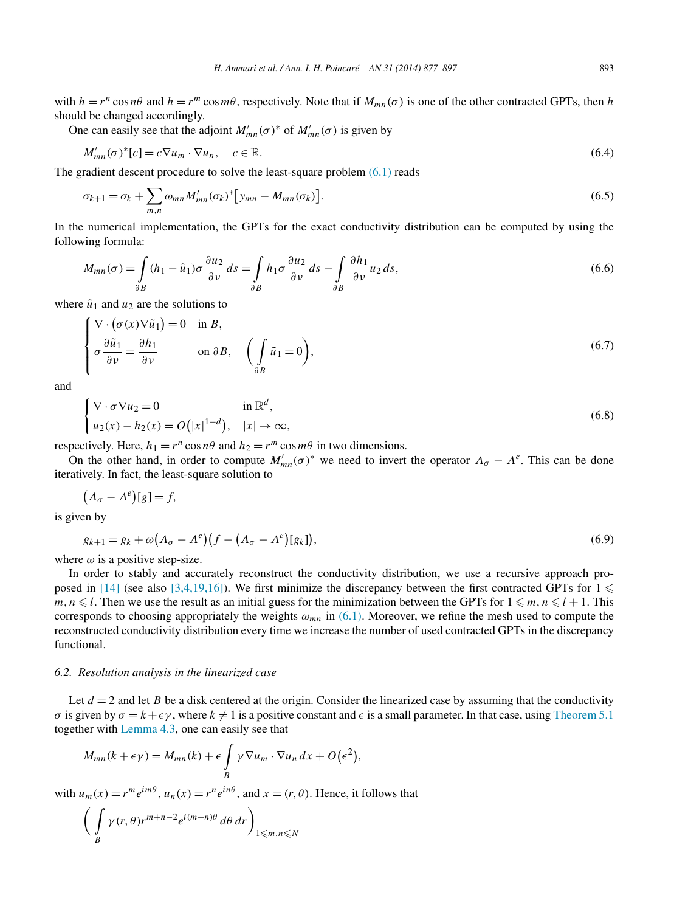with $h = r^n \cos n\theta$ and $h = r^m \cos m\theta$, respectively. Note that if $M_{mn}(\sigma)$ is one of the other contracted GPTs, then $h$ should be changed accordingly.

One can easily see that the adjoint $M'_{mn}(\sigma)^*$ of $M'_{mn}(\sigma)$ is given by

$$M'_{mn}(\sigma)^*[c] = c\nabla u_m \cdot \nabla u_n, \quad c \in \mathbb{R}. \tag{6.4}$$

The gradient descent procedure to solve the least-square problem (6.1) reads

$$\sigma_{k+1} = \sigma_k + \sum_{m,n} \omega_{mn} M'_{mn}(\sigma_k)^*\big[y_{mn} - M_{mn}(\sigma_k)\big]. \tag{6.5}$$

In the numerical implementation, the GPTs for the exact conductivity distribution can be computed by using the following formula:

$$M_{mn}(\sigma) = \int_{\partial B} (h_1 - \tilde{u}_1)\sigma \frac{\partial u_2}{\partial \nu}\, ds = \int_{\partial B} h_1 \sigma \frac{\partial u_2}{\partial \nu}\, ds - \int_{\partial B} \frac{\partial h_1}{\partial \nu} u_2 \, ds, \tag{6.6}$$

where $\tilde{u}_1$ and $u_2$ are the solutions to

$$\begin{cases} \nabla \cdot \big(\sigma(x)\nabla \tilde{u}_1\big) = 0 & \text{in } B, \\ \sigma \dfrac{\partial \tilde{u}_1}{\partial \nu} = \dfrac{\partial h_1}{\partial \nu} & \text{on } \partial B, \quad \bigg(\displaystyle\int_{\partial B} \tilde{u}_1 = 0\bigg), \end{cases} \tag{6.7}$$

and

$$\begin{cases} \nabla \cdot \sigma \nabla u_2 = 0 & \text{in } \mathbb{R}^d, \\ u_2(x) - h_2(x) = O\big(|x|^{1-d}\big), & |x| \to \infty, \end{cases} \tag{6.8}$$

respectively. Here, $h_1 = r^n \cos n\theta$ and $h_2 = r^m \cos m\theta$ in two dimensions.

On the other hand, in order to compute $M'_{mn}(\sigma)^*$ we need to invert the operator $\Lambda_\sigma - \Lambda^e$. This can be done iteratively. In fact, the least-square solution to

$$\big(\Lambda_\sigma - \Lambda^e\big)[g] = f,$$

is given by

$$g_{k+1} = g_k + \omega\big(\Lambda_\sigma - \Lambda^e\big)\big(f - \big(\Lambda_\sigma - \Lambda^e\big)[g_k]\big), \tag{6.9}$$

where $\omega$ is a positive step-size.

In order to stably and accurately reconstruct the conductivity distribution, we use a recursive approach proposed in [14] (see also [3,4,19,16]). We first minimize the discrepancy between the first contracted GPTs for $1 \leqslant m, n \leqslant l$. Then we use the result as an initial guess for the minimization between the GPTs for $1 \leqslant m, n \leqslant l+1$. This corresponds to choosing appropriately the weights $\omega_{mn}$ in (6.1). Moreover, we refine the mesh used to compute the reconstructed conductivity distribution every time we increase the number of used contracted GPTs in the discrepancy functional.

### 6.2. Resolution analysis in the linearized case

Let $d = 2$ and let $B$ be a disk centered at the origin. Consider the linearized case by assuming that the conductivity $\sigma$ is given by $\sigma = k + \epsilon\gamma$, where $k \neq 1$ is a positive constant and $\epsilon$ is a small parameter. In that case, using Theorem 5.1 together with Lemma 4.3, one can easily see that

$$M_{mn}(k + \epsilon\gamma) = M_{mn}(k) + \epsilon \int_B \gamma \nabla u_m \cdot \nabla u_n \, dx + O\big(\epsilon^2\big),$$

with $u_m(x) = r^m e^{im\theta}$, $u_n(x) = r^n e^{in\theta}$, and $x = (r, \theta)$. Hence, it follows that

$$\bigg(\int_B \gamma(r,\theta) r^{m+n-2} e^{i(m+n)\theta}\, d\theta\, dr\bigg)_{1 \leqslant m,n \leqslant N}$$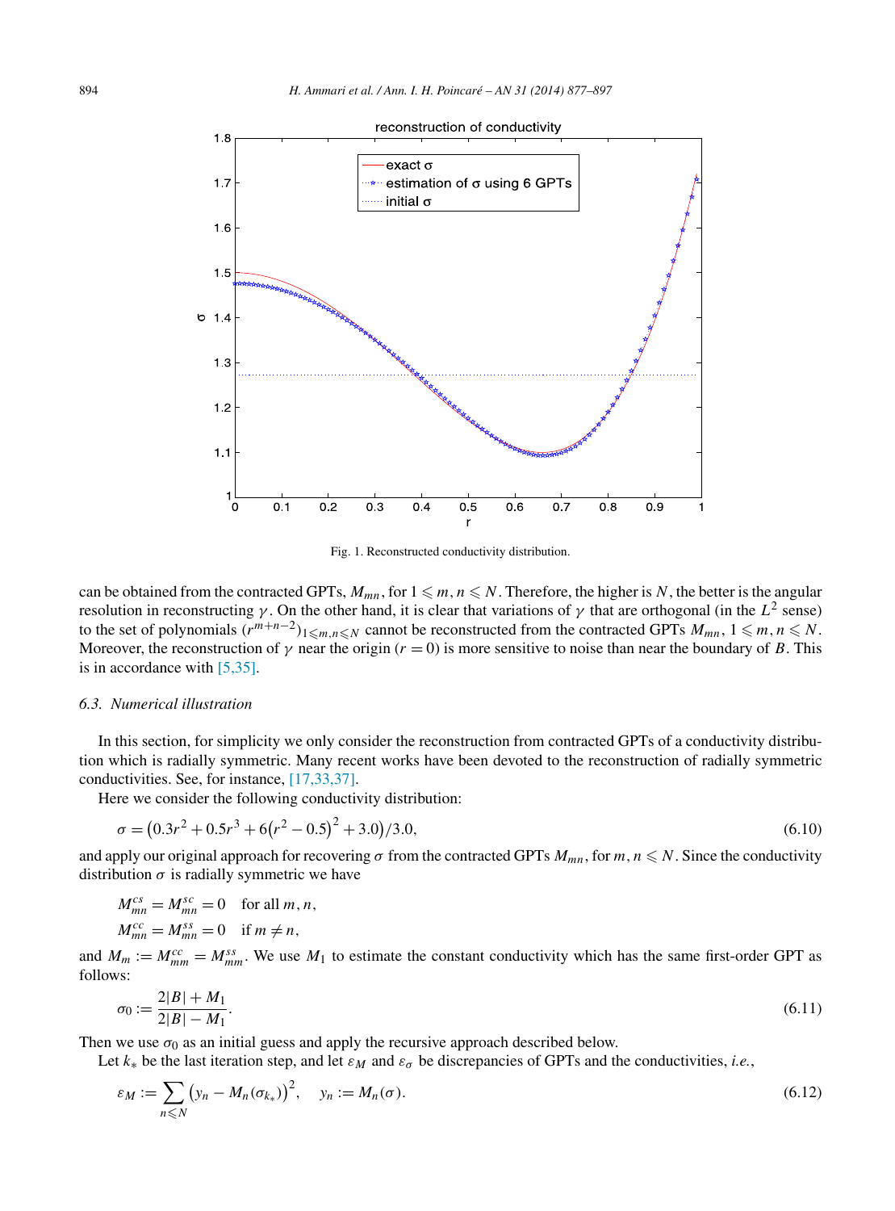Fig. 1. Reconstructed conductivity distribution.

can be obtained from the contracted GPTs, $M_{mn}$, for $1 \leqslant m, n \leqslant N$. Therefore, the higher is $N$, the better is the angular resolution in reconstructing $\gamma$. On the other hand, it is clear that variations of $\gamma$ that are orthogonal (in the $L^2$ sense) to the set of polynomials $(r^{m+n-2})_{1 \leqslant m,n \leqslant N}$ cannot be reconstructed from the contracted GPTs $M_{mn}$, $1 \leqslant m, n \leqslant N$. Moreover, the reconstruction of $\gamma$ near the origin ($r = 0$) is more sensitive to noise than near the boundary of $B$. This is in accordance with [5,35].

### 6.3. Numerical illustration

In this section, for simplicity we only consider the reconstruction from contracted GPTs of a conductivity distribution which is radially symmetric. Many recent works have been devoted to the reconstruction of radially symmetric conductivities. See, for instance, [17,33,37].

Here we consider the following conductivity distribution:

$$\sigma = \left(0.3r^2 + 0.5r^3 + 6\left(r^2 - 0.5\right)^2 + 3.0\right)/3.0, \tag{6.10}$$

and apply our original approach for recovering $\sigma$ from the contracted GPTs $M_{mn}$, for $m, n \leqslant N$. Since the conductivity distribution $\sigma$ is radially symmetric we have

$$M_{mn}^{cs} = M_{mn}^{sc} = 0 \quad \text{for all } m, n,$$
$$M_{mn}^{cc} = M_{mn}^{ss} = 0 \quad \text{if } m \neq n,$$

and $M_m := M_{mm}^{cc} = M_{mm}^{ss}$. We use $M_1$ to estimate the constant conductivity which has the same first-order GPT as follows:

$$\sigma_0 := \frac{2|B| + M_1}{2|B| - M_1}. \tag{6.11}$$

Then we use $\sigma_0$ as an initial guess and apply the recursive approach described below.

Let $k_*$ be the last iteration step, and let $\varepsilon_M$ and $\varepsilon_\sigma$ be discrepancies of GPTs and the conductivities, *i.e.*,

$$\varepsilon_M := \sum_{n \leqslant N} \left(y_n - M_n(\sigma_{k_*})\right)^2, \quad y_n := M_n(\sigma). \tag{6.12}$$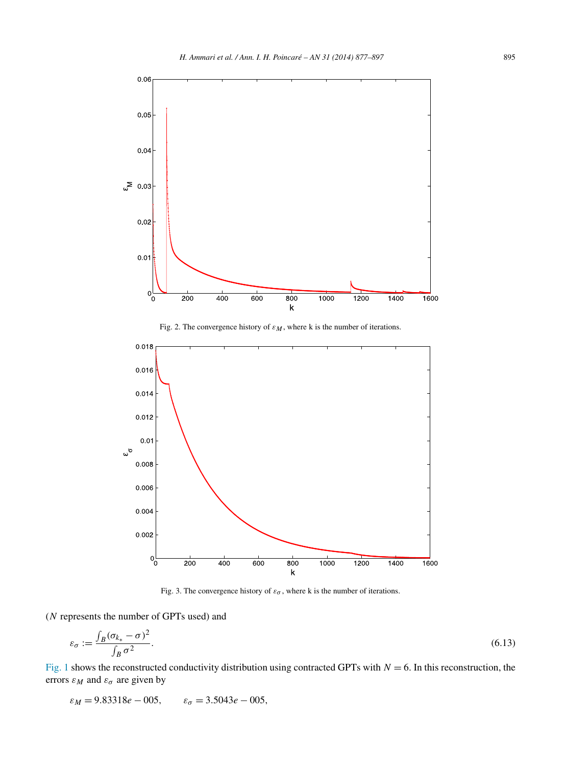Fig. 2. The convergence history of $\varepsilon_M$, where k is the number of iterations.

Fig. 3. The convergence history of $\varepsilon_\sigma$, where k is the number of iterations.

($N$ represents the number of GPTs used) and

$$\varepsilon_\sigma := \frac{\int_B (\sigma_{k_*} - \sigma)^2}{\int_B \sigma^2}. \tag{6.13}$$

Fig. 1 shows the reconstructed conductivity distribution using contracted GPTs with $N = 6$. In this reconstruction, the errors $\varepsilon_M$ and $\varepsilon_\sigma$ are given by

$$\varepsilon_M = 9.83318e - 005, \qquad \varepsilon_\sigma = 3.5043e - 005,$$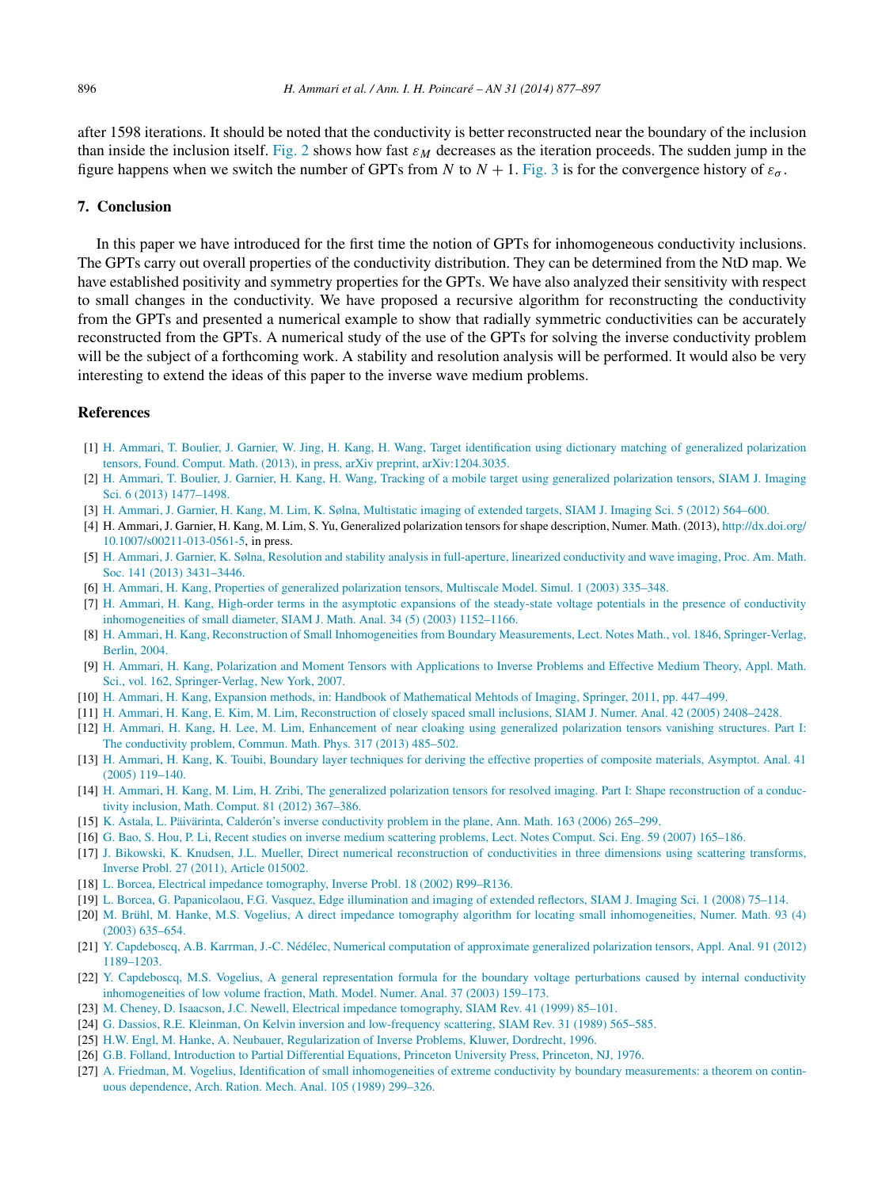after 1598 iterations. It should be noted that the conductivity is better reconstructed near the boundary of the inclusion than inside the inclusion itself. Fig. 2 shows how fast $\varepsilon_M$ decreases as the iteration proceeds. The sudden jump in the figure happens when we switch the number of GPTs from $N$ to $N+1$. Fig. 3 is for the convergence history of $\varepsilon_\sigma$.

## 7. Conclusion

In this paper we have introduced for the first time the notion of GPTs for inhomogeneous conductivity inclusions. The GPTs carry out overall properties of the conductivity distribution. They can be determined from the NtD map. We have established positivity and symmetry properties for the GPTs. We have also analyzed their sensitivity with respect to small changes in the conductivity. We have proposed a recursive algorithm for reconstructing the conductivity from the GPTs and presented a numerical example to show that radially symmetric conductivities can be accurately reconstructed from the GPTs. A numerical study of the use of the GPTs for solving the inverse conductivity problem will be the subject of a forthcoming work. A stability and resolution analysis will be performed. It would also be very interesting to extend the ideas of this paper to the inverse wave medium problems.

## References

[1] H. Ammari, T. Boulier, J. Garnier, W. Jing, H. Kang, H. Wang, Target identification using dictionary matching of generalized polarization tensors, Found. Comput. Math. (2013), in press, arXiv preprint, arXiv:1204.3035.

[2] H. Ammari, T. Boulier, J. Garnier, H. Kang, H. Wang, Tracking of a mobile target using generalized polarization tensors, SIAM J. Imaging Sci. 6 (2013) 1477–1498.

[3] H. Ammari, J. Garnier, H. Kang, M. Lim, K. Sølna, Multistatic imaging of extended targets, SIAM J. Imaging Sci. 5 (2012) 564–600.

[4] H. Ammari, J. Garnier, H. Kang, M. Lim, S. Yu, Generalized polarization tensors for shape description, Numer. Math. (2013), http://dx.doi.org/10.1007/s00211-013-0561-5, in press.

[5] H. Ammari, J. Garnier, K. Sølna, Resolution and stability analysis in full-aperture, linearized conductivity and wave imaging, Proc. Am. Math. Soc. 141 (2013) 3431–3446.

[6] H. Ammari, H. Kang, Properties of generalized polarization tensors, Multiscale Model. Simul. 1 (2003) 335–348.

[7] H. Ammari, H. Kang, High-order terms in the asymptotic expansions of the steady-state voltage potentials in the presence of conductivity inhomogeneities of small diameter, SIAM J. Math. Anal. 34 (5) (2003) 1152–1166.

[8] H. Ammari, H. Kang, Reconstruction of Small Inhomogeneities from Boundary Measurements, Lect. Notes Math., vol. 1846, Springer-Verlag, Berlin, 2004.

[9] H. Ammari, H. Kang, Polarization and Moment Tensors with Applications to Inverse Problems and Effective Medium Theory, Appl. Math. Sci., vol. 162, Springer-Verlag, New York, 2007.

[10] H. Ammari, H. Kang, Expansion methods, in: Handbook of Mathematical Mehtods of Imaging, Springer, 2011, pp. 447–499.

[11] H. Ammari, H. Kang, E. Kim, M. Lim, Reconstruction of closely spaced small inclusions, SIAM J. Numer. Anal. 42 (2005) 2408–2428.

[12] H. Ammari, H. Kang, H. Lee, M. Lim, Enhancement of near cloaking using generalized polarization tensors vanishing structures. Part I: The conductivity problem, Commun. Math. Phys. 317 (2013) 485–502.

[13] H. Ammari, H. Kang, K. Touibi, Boundary layer techniques for deriving the effective properties of composite materials, Asymptot. Anal. 41 (2005) 119–140.

[14] H. Ammari, H. Kang, M. Lim, H. Zribi, The generalized polarization tensors for resolved imaging. Part I: Shape reconstruction of a conductivity inclusion, Math. Comput. 81 (2012) 367–386.

[15] K. Astala, L. Päivärinta, Calderón's inverse conductivity problem in the plane, Ann. Math. 163 (2006) 265–299.

[16] G. Bao, S. Hou, P. Li, Recent studies on inverse medium scattering problems, Lect. Notes Comput. Sci. Eng. 59 (2007) 165–186.

[17] J. Bikowski, K. Knudsen, J.L. Mueller, Direct numerical reconstruction of conductivities in three dimensions using scattering transforms, Inverse Probl. 27 (2011), Article 015002.

[18] L. Borcea, Electrical impedance tomography, Inverse Probl. 18 (2002) R99–R136.

[19] L. Borcea, G. Papanicolaou, F.G. Vasquez, Edge illumination and imaging of extended reflectors, SIAM J. Imaging Sci. 1 (2008) 75–114.

[20] M. Brühl, M. Hanke, M.S. Vogelius, A direct impedance tomography algorithm for locating small inhomogeneities, Numer. Math. 93 (4) (2003) 635–654.

[21] Y. Capdeboscq, A.B. Karrman, J.-C. Nédélec, Numerical computation of approximate generalized polarization tensors, Appl. Anal. 91 (2012) 1189–1203.

[22] Y. Capdeboscq, M.S. Vogelius, A general representation formula for the boundary voltage perturbations caused by internal conductivity inhomogeneities of low volume fraction, Math. Model. Numer. Anal. 37 (2003) 159–173.

[23] M. Cheney, D. Isaacson, J.C. Newell, Electrical impedance tomography, SIAM Rev. 41 (1999) 85–101.

[24] G. Dassios, R.E. Kleinman, On Kelvin inversion and low-frequency scattering, SIAM Rev. 31 (1989) 565–585.

[25] H.W. Engl, M. Hanke, A. Neubauer, Regularization of Inverse Problems, Kluwer, Dordrecht, 1996.

[26] G.B. Folland, Introduction to Partial Differential Equations, Princeton University Press, Princeton, NJ, 1976.

[27] A. Friedman, M. Vogelius, Identification of small inhomogeneities of extreme conductivity by boundary measurements: a theorem on continuous dependence, Arch. Ration. Mech. Anal. 105 (1989) 299–326.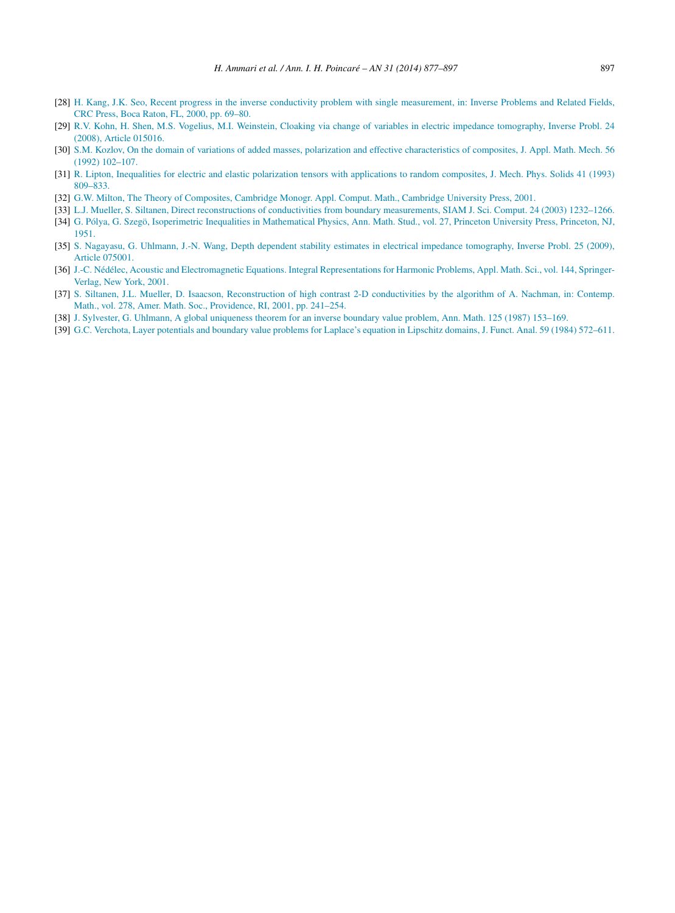[28] H. Kang, J.K. Seo, Recent progress in the inverse conductivity problem with single measurement, in: Inverse Problems and Related Fields, CRC Press, Boca Raton, FL, 2000, pp. 69–80.

[29] R.V. Kohn, H. Shen, M.S. Vogelius, M.I. Weinstein, Cloaking via change of variables in electric impedance tomography, Inverse Probl. 24 (2008), Article 015016.

[30] S.M. Kozlov, On the domain of variations of added masses, polarization and effective characteristics of composites, J. Appl. Math. Mech. 56 (1992) 102–107.

[31] R. Lipton, Inequalities for electric and elastic polarization tensors with applications to random composites, J. Mech. Phys. Solids 41 (1993) 809–833.

[32] G.W. Milton, The Theory of Composites, Cambridge Monogr. Appl. Comput. Math., Cambridge University Press, 2001.

[33] L.J. Mueller, S. Siltanen, Direct reconstructions of conductivities from boundary measurements, SIAM J. Sci. Comput. 24 (2003) 1232–1266.

[34] G. Pólya, G. Szegö, Isoperimetric Inequalities in Mathematical Physics, Ann. Math. Stud., vol. 27, Princeton University Press, Princeton, NJ, 1951.

[35] S. Nagayasu, G. Uhlmann, J.-N. Wang, Depth dependent stability estimates in electrical impedance tomography, Inverse Probl. 25 (2009), Article 075001.

[36] J.-C. Nédélec, Acoustic and Electromagnetic Equations. Integral Representations for Harmonic Problems, Appl. Math. Sci., vol. 144, Springer-Verlag, New York, 2001.

[37] S. Siltanen, J.L. Mueller, D. Isaacson, Reconstruction of high contrast 2-D conductivities by the algorithm of A. Nachman, in: Contemp. Math., vol. 278, Amer. Math. Soc., Providence, RI, 2001, pp. 241–254.

[38] J. Sylvester, G. Uhlmann, A global uniqueness theorem for an inverse boundary value problem, Ann. Math. 125 (1987) 153–169.

[39] G.C. Verchota, Layer potentials and boundary value problems for Laplace's equation in Lipschitz domains, J. Funct. Anal. 59 (1984) 572–611.